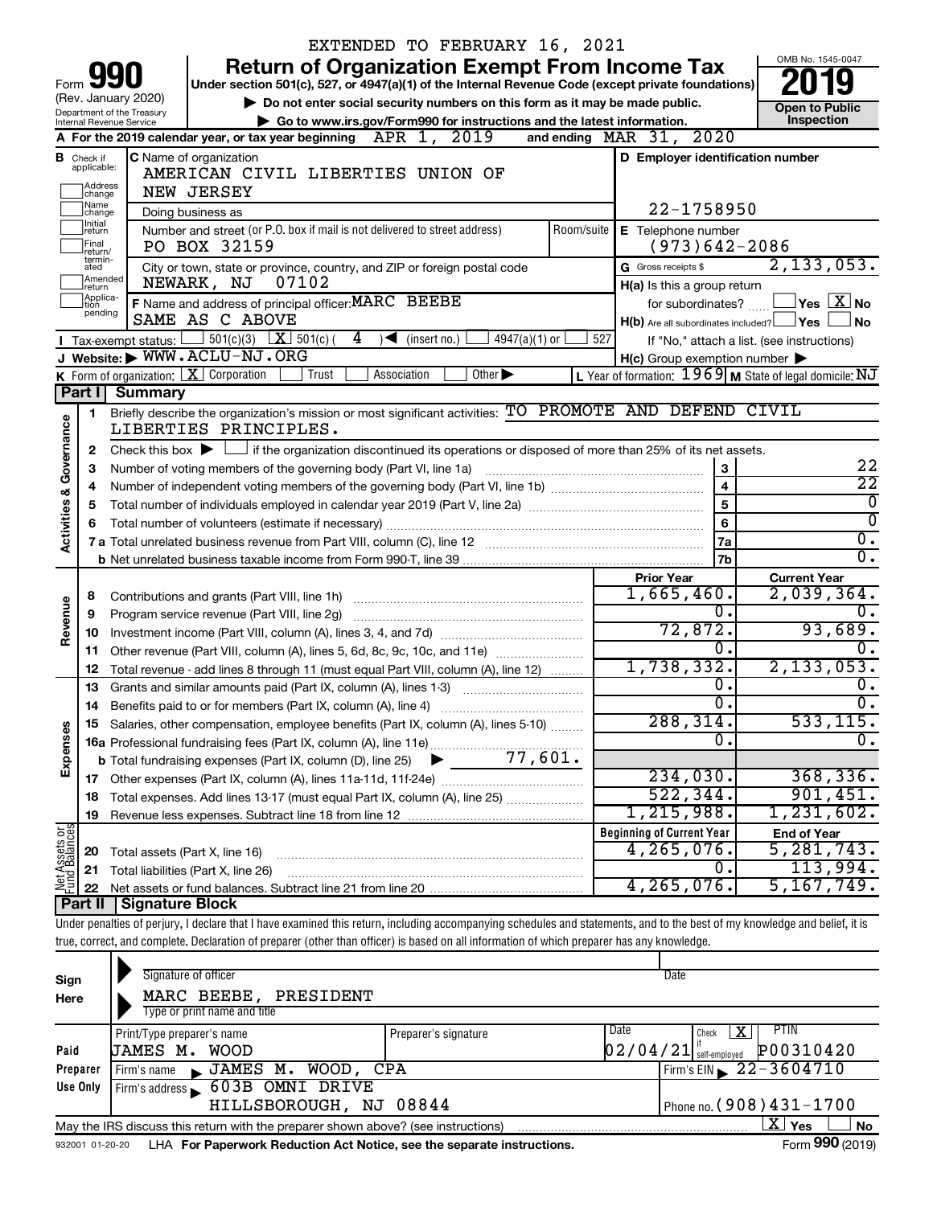EXTENDED TO FEBRUARY 16, 2021

# Form 990 — Return of Organization Exempt From Income Tax

(Rev. January 2020)

Department of the Treasury
Internal Revenue Service

Under section 501(c), 527, or 4947(a)(1) of the Internal Revenue Code (except private foundations)

▶ Do not enter social security numbers on this form as it may be made public.

▶ Go to www.irs.gov/Form990 for instructions and the latest information.

OMB No. 1545-0047

**2019**

**Open to Public Inspection**

**A** For the 2019 calendar year, or tax year beginning APR 1, 2019 and ending MAR 31, 2020

**B** Check if applicable: Address change, Name change, Initial return, Final return/terminated, Amended return, Application pending

**C** Name of organization: AMERICAN CIVIL LIBERTIES UNION OF NEW JERSEY

Doing business as

Number and street (or P.O. box if mail is not delivered to street address): PO BOX 32159 — Room/suite

City or town, state or province, country, and ZIP or foreign postal code: NEWARK, NJ 07102

**D** Employer identification number: 22-1758950

**E** Telephone number: (973)642-2086

**G** Gross receipts $ 2,133,053.

**F** Name and address of principal officer: MARC BEEBE, SAME AS C ABOVE

**H(a)** Is this a group return for subordinates? ☐ Yes ☒ No

**H(b)** Are all subordinates included? ☐ Yes ☐ No — If "No," attach a list. (see instructions)

**H(c)** Group exemption number ▶

**I** Tax-exempt status: ☐ 501(c)(3) ☒ 501(c) ( 4 ) ◀ (insert no.) ☐ 4947(a)(1) or ☐ 527

**J** Website: ▶ WWW.ACLU-NJ.ORG

**K** Form of organization: ☒ Corporation ☐ Trust ☐ Association ☐ Other ▶

**L** Year of formation: 1969 **M** State of legal domicile: NJ

## Part I Summary

**Activities & Governance**

1. Briefly describe the organization's mission or most significant activities: TO PROMOTE AND DEFEND CIVIL LIBERTIES PRINCIPLES.
2. Check this box ▶ ☐ if the organization discontinued its operations or disposed of more than 25% of its net assets.

| | | Line | |
|---|---|---|---|
| 3 | Number of voting members of the governing body (Part VI, line 1a) | 3 | 22 |
| 4 | Number of independent voting members of the governing body (Part VI, line 1b) | 4 | 22 |
| 5 | Total number of individuals employed in calendar year 2019 (Part V, line 2a) | 5 | 0 |
| 6 | Total number of volunteers (estimate if necessary) | 6 | 0 |
| 7a | Total unrelated business revenue from Part VIII, column (C), line 12 | 7a | 0. |
| b | Net unrelated business taxable income from Form 990-T, line 39 | 7b | 0. |

| | | Prior Year | Current Year |
|---|---|---|---|
| **Revenue** | | | |
| 8 | Contributions and grants (Part VIII, line 1h) | 1,665,460. | 2,039,364. |
| 9 | Program service revenue (Part VIII, line 2g) | 0. | 0. |
| 10 | Investment income (Part VIII, column (A), lines 3, 4, and 7d) | 72,872. | 93,689. |
| 11 | Other revenue (Part VIII, column (A), lines 5, 6d, 8c, 9c, 10c, and 11e) | 0. | 0. |
| 12 | Total revenue - add lines 8 through 11 (must equal Part VIII, column (A), line 12) | 1,738,332. | 2,133,053. |
| **Expenses** | | | |
| 13 | Grants and similar amounts paid (Part IX, column (A), lines 1-3) | 0. | 0. |
| 14 | Benefits paid to or for members (Part IX, column (A), line 4) | 0. | 0. |
| 15 | Salaries, other compensation, employee benefits (Part IX, column (A), lines 5-10) | 288,314. | 533,115. |
| 16a | Professional fundraising fees (Part IX, column (A), line 11e) | 0. | 0. |
| b | Total fundraising expenses (Part IX, column (D), line 25) ▶ 77,601. | | |
| 17 | Other expenses (Part IX, column (A), lines 11a-11d, 11f-24e) | 234,030. | 368,336. |
| 18 | Total expenses. Add lines 13-17 (must equal Part IX, column (A), line 25) | 522,344. | 901,451. |
| 19 | Revenue less expenses. Subtract line 18 from line 12 | 1,215,988. | 1,231,602. |

| **Net Assets or Fund Balances** | | Beginning of Current Year | End of Year |
|---|---|---|---|
| 20 | Total assets (Part X, line 16) | 4,265,076. | 5,281,743. |
| 21 | Total liabilities (Part X, line 26) | 0. | 113,994. |
| 22 | Net assets or fund balances. Subtract line 21 from line 20 | 4,265,076. | 5,167,749. |

## Part II Signature Block

Under penalties of perjury, I declare that I have examined this return, including accompanying schedules and statements, and to the best of my knowledge and belief, it is true, correct, and complete. Declaration of preparer (other than officer) is based on all information of which preparer has any knowledge.

**Sign Here**

Signature of officer — Date

MARC BEEBE, PRESIDENT
Type or print name and title

**Paid Preparer Use Only**

| Print/Type preparer's name | Preparer's signature | Date | Check ☒ if self-employed | PTIN |
|---|---|---|---|---|
| JAMES M. WOOD | | 02/04/21 | X | P00310420 |

Firm's name ▶ JAMES M. WOOD, CPA — Firm's EIN ▶ 22-3604710

Firm's address ▶ 603B OMNI DRIVE, HILLSBOROUGH, NJ 08844 — Phone no. (908)431-1700

May the IRS discuss this return with the preparer shown above? (see instructions) ☒ Yes ☐ No

932001 01-20-20 LHA For Paperwork Reduction Act Notice, see the separate instructions. Form 990 (2019)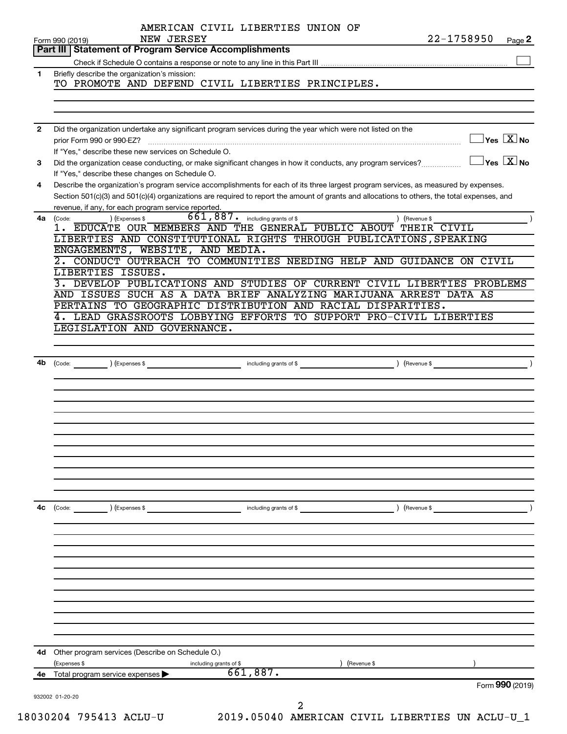AMERICAN CIVIL LIBERTIES UNION OF NEW JERSEY 22-1758950

Form 990 (2019) Page **2**

## Part III Statement of Program Service Accomplishments

Check if Schedule O contains a response or note to any line in this Part III ☐

**1** Briefly describe the organization's mission:

TO PROMOTE AND DEFEND CIVIL LIBERTIES PRINCIPLES.

**2** Did the organization undertake any significant program services during the year which were not listed on the prior Form 990 or 990-EZ? ☐ Yes ☒ No

If "Yes," describe these new services on Schedule O.

**3** Did the organization cease conducting, or make significant changes in how it conducts, any program services? ☐ Yes ☒ No

If "Yes," describe these changes on Schedule O.

**4** Describe the organization's program service accomplishments for each of its three largest program services, as measured by expenses. Section 501(c)(3) and 501(c)(4) organizations are required to report the amount of grants and allocations to others, the total expenses, and revenue, if any, for each program service reported.

**4a** (Code: ) (Expenses $ 661,887. including grants of $ ) (Revenue $ )

1. EDUCATE OUR MEMBERS AND THE GENERAL PUBLIC ABOUT THEIR CIVIL LIBERTIES AND CONSTITUTIONAL RIGHTS THROUGH PUBLICATIONS,SPEAKING ENGAGEMENTS, WEBSITE, AND MEDIA.
2. CONDUCT OUTREACH TO COMMUNITIES NEEDING HELP AND GUIDANCE ON CIVIL LIBERTIES ISSUES.
3. DEVELOP PUBLICATIONS AND STUDIES OF CURRENT CIVIL LIBERTIES PROBLEMS AND ISSUES SUCH AS A DATA BRIEF ANALYZING MARIJUANA ARREST DATA AS PERTAINS TO GEOGRAPHIC DISTRIBUTION AND RACIAL DISPARITIES.
4. LEAD GRASSROOTS LOBBYING EFFORTS TO SUPPORT PRO-CIVIL LIBERTIES LEGISLATION AND GOVERNANCE.

**4b** (Code: ) (Expenses $ including grants of $ ) (Revenue $ )

**4c** (Code: ) (Expenses $ including grants of $ ) (Revenue $ )

**4d** Other program services (Describe on Schedule O.)

(Expenses $ including grants of $ ) (Revenue $ )

**4e** Total program service expenses ▶ 661,887.

Form **990** (2019)

932002 01-20-20

18030204 795413 ACLU-U 2019.05040 AMERICAN CIVIL LIBERTIES UN ACLU-U_1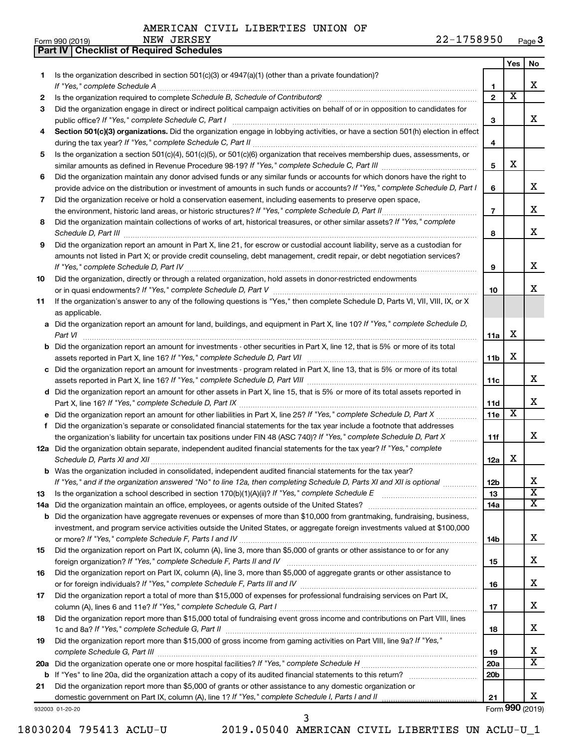AMERICAN CIVIL LIBERTIES UNION OF NEW JERSEY 22-1758950

Form 990 (2019)

**Part IV | Checklist of Required Schedules**

| | | | Yes | No |
|---|---|---|---|---|
| 1 | Is the organization described in section 501(c)(3) or 4947(a)(1) (other than a private foundation)? *If "Yes," complete Schedule A* | 1 | | X |
| 2 | Is the organization required to complete *Schedule B, Schedule of Contributors*? | 2 | X | |
| 3 | Did the organization engage in direct or indirect political campaign activities on behalf of or in opposition to candidates for public office? *If "Yes," complete Schedule C, Part I* | 3 | | X |
| 4 | **Section 501(c)(3) organizations.** Did the organization engage in lobbying activities, or have a section 501(h) election in effect during the tax year? *If "Yes," complete Schedule C, Part II* | 4 | | |
| 5 | Is the organization a section 501(c)(4), 501(c)(5), or 501(c)(6) organization that receives membership dues, assessments, or similar amounts as defined in Revenue Procedure 98-19? *If "Yes," complete Schedule C, Part III* | 5 | X | |
| 6 | Did the organization maintain any donor advised funds or any similar funds or accounts for which donors have the right to provide advice on the distribution or investment of amounts in such funds or accounts? *If "Yes," complete Schedule D, Part I* | 6 | | X |
| 7 | Did the organization receive or hold a conservation easement, including easements to preserve open space, the environment, historic land areas, or historic structures? *If "Yes," complete Schedule D, Part II* | 7 | | X |
| 8 | Did the organization maintain collections of works of art, historical treasures, or other similar assets? *If "Yes," complete Schedule D, Part III* | 8 | | X |
| 9 | Did the organization report an amount in Part X, line 21, for escrow or custodial account liability, serve as a custodian for amounts not listed in Part X; or provide credit counseling, debt management, credit repair, or debt negotiation services? *If "Yes," complete Schedule D, Part IV* | 9 | | X |
| 10 | Did the organization, directly or through a related organization, hold assets in donor-restricted endowments or in quasi endowments? *If "Yes," complete Schedule D, Part V* | 10 | | X |
| 11 | If the organization's answer to any of the following questions is "Yes," then complete Schedule D, Parts VI, VII, VIII, IX, or X as applicable. | | | |
| a | Did the organization report an amount for land, buildings, and equipment in Part X, line 10? *If "Yes," complete Schedule D, Part VI* | 11a | X | |
| b | Did the organization report an amount for investments - other securities in Part X, line 12, that is 5% or more of its total assets reported in Part X, line 16? *If "Yes," complete Schedule D, Part VII* | 11b | X | |
| c | Did the organization report an amount for investments - program related in Part X, line 13, that is 5% or more of its total assets reported in Part X, line 16? *If "Yes," complete Schedule D, Part VIII* | 11c | | X |
| d | Did the organization report an amount for other assets in Part X, line 15, that is 5% or more of its total assets reported in Part X, line 16? *If "Yes," complete Schedule D, Part IX* | 11d | | X |
| e | Did the organization report an amount for other liabilities in Part X, line 25? *If "Yes," complete Schedule D, Part X* | 11e | X | |
| f | Did the organization's separate or consolidated financial statements for the tax year include a footnote that addresses the organization's liability for uncertain tax positions under FIN 48 (ASC 740)? *If "Yes," complete Schedule D, Part X* | 11f | | X |
| 12a | Did the organization obtain separate, independent audited financial statements for the tax year? *If "Yes," complete Schedule D, Parts XI and XII* | 12a | X | |
| b | Was the organization included in consolidated, independent audited financial statements for the tax year? *If "Yes," and if the organization answered "No" to line 12a, then completing Schedule D, Parts XI and XII is optional* | 12b | | X |
| 13 | Is the organization a school described in section 170(b)(1)(A)(ii)? *If "Yes," complete Schedule E* | 13 | | X |
| 14a | Did the organization maintain an office, employees, or agents outside of the United States? | 14a | | X |
| b | Did the organization have aggregate revenues or expenses of more than $10,000 from grantmaking, fundraising, business, investment, and program service activities outside the United States, or aggregate foreign investments valued at $100,000 or more? *If "Yes," complete Schedule F, Parts I and IV* | 14b | | X |
| 15 | Did the organization report on Part IX, column (A), line 3, more than $5,000 of grants or other assistance to or for any foreign organization? *If "Yes," complete Schedule F, Parts II and IV* | 15 | | X |
| 16 | Did the organization report on Part IX, column (A), line 3, more than $5,000 of aggregate grants or other assistance to or for foreign individuals? *If "Yes," complete Schedule F, Parts III and IV* | 16 | | X |
| 17 | Did the organization report a total of more than $15,000 of expenses for professional fundraising services on Part IX, column (A), lines 6 and 11e? *If "Yes," complete Schedule G, Part I* | 17 | | X |
| 18 | Did the organization report more than $15,000 total of fundraising event gross income and contributions on Part VIII, lines 1c and 8a? *If "Yes," complete Schedule G, Part II* | 18 | | X |
| 19 | Did the organization report more than $15,000 of gross income from gaming activities on Part VIII, line 9a? *If "Yes," complete Schedule G, Part III* | 19 | | X |
| 20a | Did the organization operate one or more hospital facilities? *If "Yes," complete Schedule H* | 20a | | X |
| b | If "Yes" to line 20a, did the organization attach a copy of its audited financial statements to this return? | 20b | | |
| 21 | Did the organization report more than $5,000 of grants or other assistance to any domestic organization or domestic government on Part IX, column (A), line 1? *If "Yes," complete Schedule I, Parts I and II* | 21 | | X |

932003 01-20-20

Form **990** (2019)

18030204 795413 ACLU-U 2019.05040 AMERICAN CIVIL LIBERTIES UN ACLU-U_1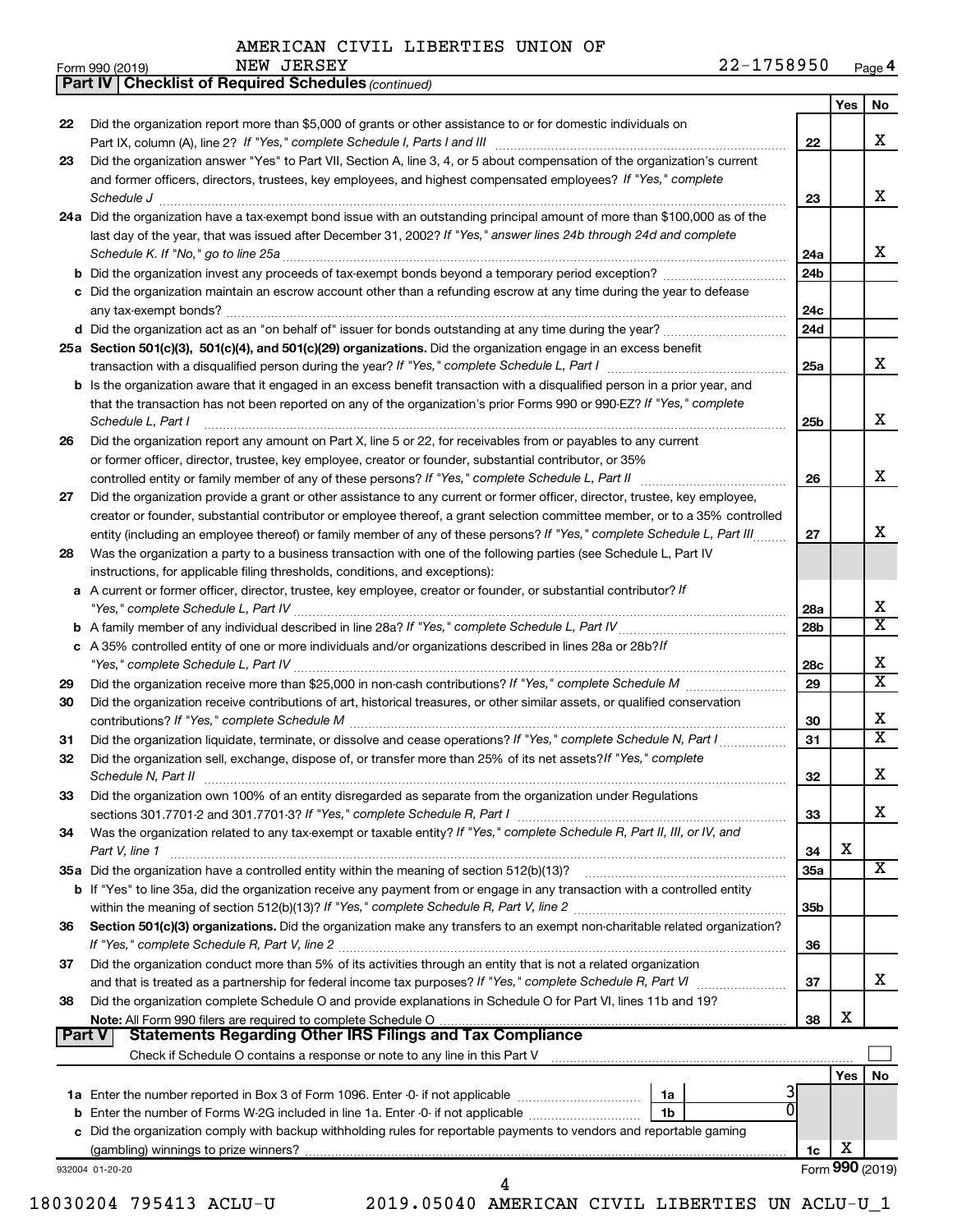AMERICAN CIVIL LIBERTIES UNION OF NEW JERSEY 22-1758950

Form 990 (2019)

## Part IV | Checklist of Required Schedules *(continued)*

| | | | Yes | No |
|---|---|---|---|---|
| 22 | Did the organization report more than $5,000 of grants or other assistance to or for domestic individuals on Part IX, column (A), line 2? *If "Yes," complete Schedule I, Parts I and III* | 22 | | X |
| 23 | Did the organization answer "Yes" to Part VII, Section A, line 3, 4, or 5 about compensation of the organization's current and former officers, directors, trustees, key employees, and highest compensated employees? *If "Yes," complete Schedule J* | 23 | | X |
| 24a | Did the organization have a tax-exempt bond issue with an outstanding principal amount of more than $100,000 as of the last day of the year, that was issued after December 31, 2002? *If "Yes," answer lines 24b through 24d and complete Schedule K. If "No," go to line 25a* | 24a | | X |
| b | Did the organization invest any proceeds of tax-exempt bonds beyond a temporary period exception? | 24b | | |
| c | Did the organization maintain an escrow account other than a refunding escrow at any time during the year to defease any tax-exempt bonds? | 24c | | |
| d | Did the organization act as an "on behalf of" issuer for bonds outstanding at any time during the year? | 24d | | |
| 25a | **Section 501(c)(3), 501(c)(4), and 501(c)(29) organizations.** Did the organization engage in an excess benefit transaction with a disqualified person during the year? *If "Yes," complete Schedule L, Part I* | 25a | | X |
| b | Is the organization aware that it engaged in an excess benefit transaction with a disqualified person in a prior year, and that the transaction has not been reported on any of the organization's prior Forms 990 or 990-EZ? *If "Yes," complete Schedule L, Part I* | 25b | | X |
| 26 | Did the organization report any amount on Part X, line 5 or 22, for receivables from or payables to any current or former officer, director, trustee, key employee, creator or founder, substantial contributor, or 35% controlled entity or family member of any of these persons? *If "Yes," complete Schedule L, Part II* | 26 | | X |
| 27 | Did the organization provide a grant or other assistance to any current or former officer, director, trustee, key employee, creator or founder, substantial contributor or employee thereof, a grant selection committee member, or to a 35% controlled entity (including an employee thereof) or family member of any of these persons? *If "Yes," complete Schedule L, Part III* | 27 | | X |
| 28 | Was the organization a party to a business transaction with one of the following parties (see Schedule L, Part IV instructions, for applicable filing thresholds, conditions, and exceptions): | | | |
| a | A current or former officer, director, trustee, key employee, creator or founder, or substantial contributor? *If "Yes," complete Schedule L, Part IV* | 28a | | X |
| b | A family member of any individual described in line 28a? *If "Yes," complete Schedule L, Part IV* | 28b | | X |
| c | A 35% controlled entity of one or more individuals and/or organizations described in lines 28a or 28b? *If "Yes," complete Schedule L, Part IV* | 28c | | X |
| 29 | Did the organization receive more than $25,000 in non-cash contributions? *If "Yes," complete Schedule M* | 29 | | X |
| 30 | Did the organization receive contributions of art, historical treasures, or other similar assets, or qualified conservation contributions? *If "Yes," complete Schedule M* | 30 | | X |
| 31 | Did the organization liquidate, terminate, or dissolve and cease operations? *If "Yes," complete Schedule N, Part I* | 31 | | X |
| 32 | Did the organization sell, exchange, dispose of, or transfer more than 25% of its net assets? *If "Yes," complete Schedule N, Part II* | 32 | | X |
| 33 | Did the organization own 100% of an entity disregarded as separate from the organization under Regulations sections 301.7701-2 and 301.7701-3? *If "Yes," complete Schedule R, Part I* | 33 | | X |
| 34 | Was the organization related to any tax-exempt or taxable entity? *If "Yes," complete Schedule R, Part II, III, or IV, and Part V, line 1* | 34 | X | |
| 35a | Did the organization have a controlled entity within the meaning of section 512(b)(13)? | 35a | | X |
| b | If "Yes" to line 35a, did the organization receive any payment from or engage in any transaction with a controlled entity within the meaning of section 512(b)(13)? *If "Yes," complete Schedule R, Part V, line 2* | 35b | | |
| 36 | **Section 501(c)(3) organizations.** Did the organization make any transfers to an exempt non-charitable related organization? *If "Yes," complete Schedule R, Part V, line 2* | 36 | | |
| 37 | Did the organization conduct more than 5% of its activities through an entity that is not a related organization and that is treated as a partnership for federal income tax purposes? *If "Yes," complete Schedule R, Part VI* | 37 | | X |
| 38 | Did the organization complete Schedule O and provide explanations in Schedule O for Part VI, lines 11b and 19? **Note:** All Form 990 filers are required to complete Schedule O | 38 | X | |

## Part V | Statements Regarding Other IRS Filings and Tax Compliance

Check if Schedule O contains a response or note to any line in this Part V ☐

| | | | | Yes | No |
|---|---|---|---|---|---|
| 1a | Enter the number reported in Box 3 of Form 1096. Enter -0- if not applicable | 1a | 3 | | |
| b | Enter the number of Forms W-2G included in line 1a. Enter -0- if not applicable | 1b | 0 | | |
| c | Did the organization comply with backup withholding rules for reportable payments to vendors and reportable gaming (gambling) winnings to prize winners? | | 1c | X | |

932004 01-20-20 Form **990** (2019)

18030204 795413 ACLU-U 2019.05040 AMERICAN CIVIL LIBERTIES UN ACLU-U_1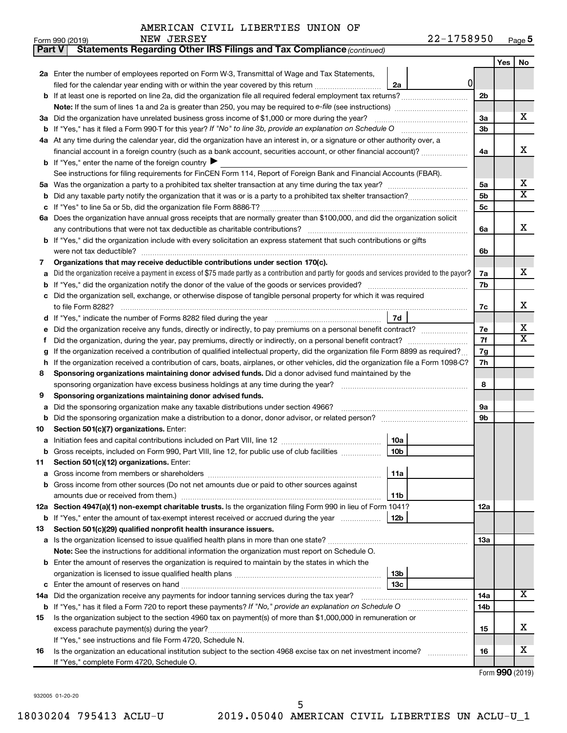AMERICAN CIVIL LIBERTIES UNION OF NEW JERSEY

Form 990 (2019) 22-1758950 Page **5**

**Part V | Statements Regarding Other IRS Filings and Tax Compliance** *(continued)*

| | | | | | Yes | No |
|---|---|---|---|---|---|---|
| **2a** | Enter the number of employees reported on Form W-3, Transmittal of Wage and Tax Statements, filed for the calendar year ending with or within the year covered by this return | 2a | 0 | | | |
| **b** | If at least one is reported on line 2a, did the organization file all required federal employment tax returns? | | | 2b | | |
| | **Note:** If the sum of lines 1a and 2a is greater than 250, you may be required to *e-file* (see instructions) | | | | | |
| **3a** | Did the organization have unrelated business gross income of $1,000 or more during the year? | | | 3a | | X |
| **b** | If "Yes," has it filed a Form 990-T for this year? *If "No" to line 3b, provide an explanation on Schedule O* | | | 3b | | |
| **4a** | At any time during the calendar year, did the organization have an interest in, or a signature or other authority over, a financial account in a foreign country (such as a bank account, securities account, or other financial account)? | | | 4a | | X |
| **b** | If "Yes," enter the name of the foreign country ▶ | | | | | |
| | See instructions for filing requirements for FinCEN Form 114, Report of Foreign Bank and Financial Accounts (FBAR). | | | | | |
| **5a** | Was the organization a party to a prohibited tax shelter transaction at any time during the tax year? | | | 5a | | X |
| **b** | Did any taxable party notify the organization that it was or is a party to a prohibited tax shelter transaction? | | | 5b | | X |
| **c** | If "Yes" to line 5a or 5b, did the organization file Form 8886-T? | | | 5c | | |
| **6a** | Does the organization have annual gross receipts that are normally greater than $100,000, and did the organization solicit any contributions that were not tax deductible as charitable contributions? | | | 6a | | X |
| **b** | If "Yes," did the organization include with every solicitation an express statement that such contributions or gifts were not tax deductible? | | | 6b | | |
| **7** | **Organizations that may receive deductible contributions under section 170(c).** | | | | | |
| **a** | Did the organization receive a payment in excess of $75 made partly as a contribution and partly for goods and services provided to the payor? | | | 7a | | X |
| **b** | If "Yes," did the organization notify the donor of the value of the goods or services provided? | | | 7b | | |
| **c** | Did the organization sell, exchange, or otherwise dispose of tangible personal property for which it was required to file Form 8282? | | | 7c | | X |
| **d** | If "Yes," indicate the number of Forms 8282 filed during the year | 7d | | | | |
| **e** | Did the organization receive any funds, directly or indirectly, to pay premiums on a personal benefit contract? | | | 7e | | X |
| **f** | Did the organization, during the year, pay premiums, directly or indirectly, on a personal benefit contract? | | | 7f | | X |
| **g** | If the organization received a contribution of qualified intellectual property, did the organization file Form 8899 as required? | | | 7g | | |
| **h** | If the organization received a contribution of cars, boats, airplanes, or other vehicles, did the organization file a Form 1098-C? | | | 7h | | |
| **8** | **Sponsoring organizations maintaining donor advised funds.** Did a donor advised fund maintained by the sponsoring organization have excess business holdings at any time during the year? | | | 8 | | |
| **9** | **Sponsoring organizations maintaining donor advised funds.** | | | | | |
| **a** | Did the sponsoring organization make any taxable distributions under section 4966? | | | 9a | | |
| **b** | Did the sponsoring organization make a distribution to a donor, donor advisor, or related person? | | | 9b | | |
| **10** | **Section 501(c)(7) organizations.** Enter: | | | | | |
| **a** | Initiation fees and capital contributions included on Part VIII, line 12 | 10a | | | | |
| **b** | Gross receipts, included on Form 990, Part VIII, line 12, for public use of club facilities | 10b | | | | |
| **11** | **Section 501(c)(12) organizations.** Enter: | | | | | |
| **a** | Gross income from members or shareholders | 11a | | | | |
| **b** | Gross income from other sources (Do not net amounts due or paid to other sources against amounts due or received from them.) | 11b | | | | |
| **12a** | **Section 4947(a)(1) non-exempt charitable trusts.** Is the organization filing Form 990 in lieu of Form 1041? | | | 12a | | |
| **b** | If "Yes," enter the amount of tax-exempt interest received or accrued during the year | 12b | | | | |
| **13** | **Section 501(c)(29) qualified nonprofit health insurance issuers.** | | | | | |
| **a** | Is the organization licensed to issue qualified health plans in more than one state? | | | 13a | | |
| | **Note:** See the instructions for additional information the organization must report on Schedule O. | | | | | |
| **b** | Enter the amount of reserves the organization is required to maintain by the states in which the organization is licensed to issue qualified health plans | 13b | | | | |
| **c** | Enter the amount of reserves on hand | 13c | | | | |
| **14a** | Did the organization receive any payments for indoor tanning services during the tax year? | | | 14a | | X |
| **b** | If "Yes," has it filed a Form 720 to report these payments? *If "No," provide an explanation on Schedule O* | | | 14b | | |
| **15** | Is the organization subject to the section 4960 tax on payment(s) of more than $1,000,000 in remuneration or excess parachute payment(s) during the year? | | | 15 | | X |
| | If "Yes," see instructions and file Form 4720, Schedule N. | | | | | |
| **16** | Is the organization an educational institution subject to the section 4968 excise tax on net investment income? | | | 16 | | X |
| | If "Yes," complete Form 4720, Schedule O. | | | | | |

Form **990** (2019)

932005 01-20-20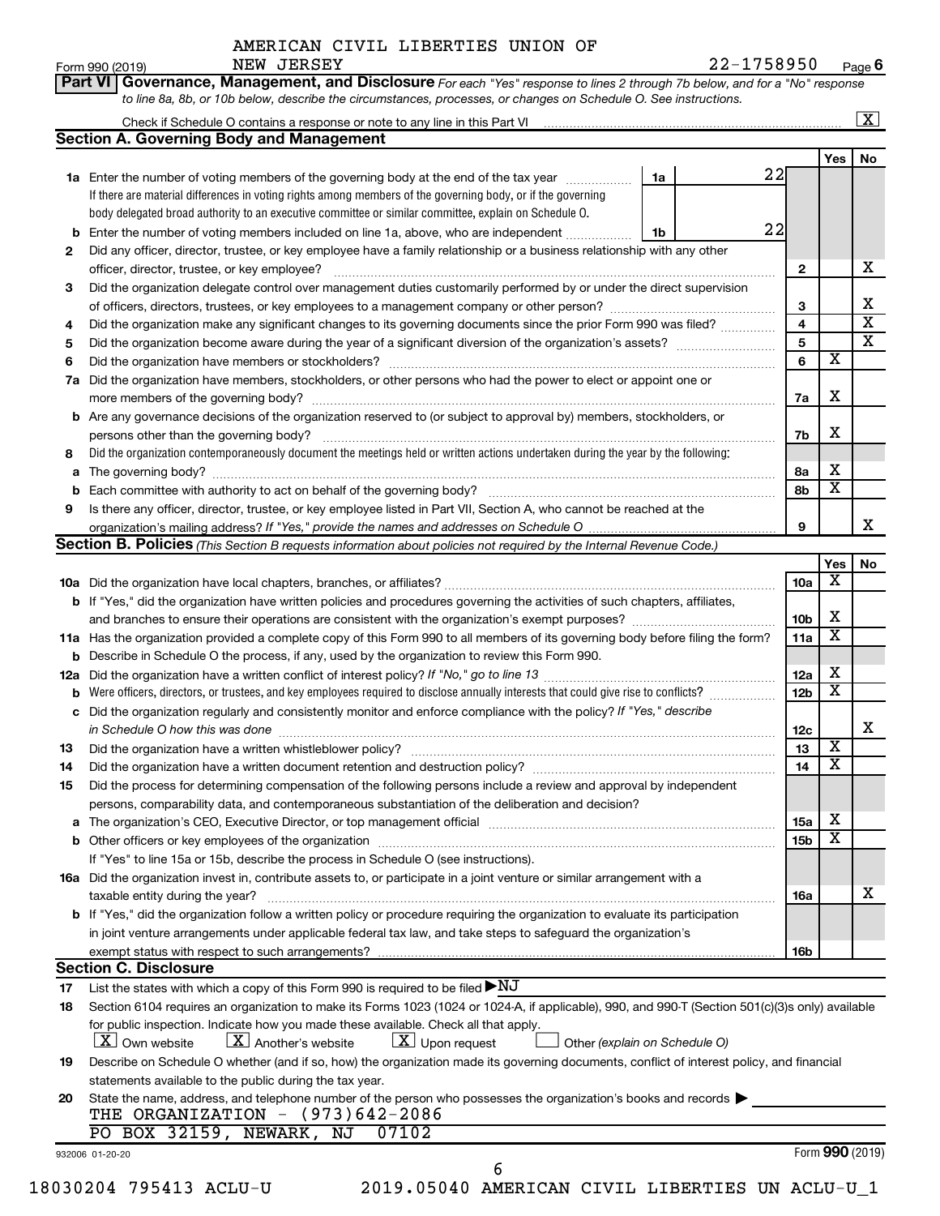AMERICAN CIVIL LIBERTIES UNION OF NEW JERSEY 22-1758950

Form 990 (2019) Page **6**

**Part VI Governance, Management, and Disclosure** *For each "Yes" response to lines 2 through 7b below, and for a "No" response to line 8a, 8b, or 10b below, describe the circumstances, processes, or changes on Schedule O. See instructions.*

Check if Schedule O contains a response or note to any line in this Part VI [X]

## Section A. Governing Body and Management

| | | | | Yes | No |
|---|---|---|---|---|---|
| **1a** | Enter the number of voting members of the governing body at the end of the tax year. If there are material differences in voting rights among members of the governing body, or if the governing body delegated broad authority to an executive committee or similar committee, explain on Schedule O. | 1a: 22 | | | |
| **b** | Enter the number of voting members included on line 1a, above, who are independent | 1b: 22 | | | |
| **2** | Did any officer, director, trustee, or key employee have a family relationship or a business relationship with any other officer, director, trustee, or key employee? | | 2 | | X |
| **3** | Did the organization delegate control over management duties customarily performed by or under the direct supervision of officers, directors, trustees, or key employees to a management company or other person? | | 3 | | X |
| **4** | Did the organization make any significant changes to its governing documents since the prior Form 990 was filed? | | 4 | | X |
| **5** | Did the organization become aware during the year of a significant diversion of the organization's assets? | | 5 | | X |
| **6** | Did the organization have members or stockholders? | | 6 | X | |
| **7a** | Did the organization have members, stockholders, or other persons who had the power to elect or appoint one or more members of the governing body? | | 7a | X | |
| **b** | Are any governance decisions of the organization reserved to (or subject to approval by) members, stockholders, or persons other than the governing body? | | 7b | X | |
| **8** | Did the organization contemporaneously document the meetings held or written actions undertaken during the year by the following: | | | | |
| **a** | The governing body? | | 8a | X | |
| **b** | Each committee with authority to act on behalf of the governing body? | | 8b | X | |
| **9** | Is there any officer, director, trustee, or key employee listed in Part VII, Section A, who cannot be reached at the organization's mailing address? *If "Yes," provide the names and addresses on Schedule O* | | 9 | | X |

## Section B. Policies *(This Section B requests information about policies not required by the Internal Revenue Code.)*

| | | | Yes | No |
|---|---|---|---|---|
| **10a** | Did the organization have local chapters, branches, or affiliates? | 10a | X | |
| **b** | If "Yes," did the organization have written policies and procedures governing the activities of such chapters, affiliates, and branches to ensure their operations are consistent with the organization's exempt purposes? | 10b | X | |
| **11a** | Has the organization provided a complete copy of this Form 990 to all members of its governing body before filing the form? | 11a | X | |
| **b** | Describe in Schedule O the process, if any, used by the organization to review this Form 990. | | | |
| **12a** | Did the organization have a written conflict of interest policy? *If "No," go to line 13* | 12a | X | |
| **b** | Were officers, directors, or trustees, and key employees required to disclose annually interests that could give rise to conflicts? | 12b | X | |
| **c** | Did the organization regularly and consistently monitor and enforce compliance with the policy? *If "Yes," describe in Schedule O how this was done* | 12c | | X |
| **13** | Did the organization have a written whistleblower policy? | 13 | X | |
| **14** | Did the organization have a written document retention and destruction policy? | 14 | X | |
| **15** | Did the process for determining compensation of the following persons include a review and approval by independent persons, comparability data, and contemporaneous substantiation of the deliberation and decision? | | | |
| **a** | The organization's CEO, Executive Director, or top management official | 15a | X | |
| **b** | Other officers or key employees of the organization | 15b | X | |
| | If "Yes" to line 15a or 15b, describe the process in Schedule O (see instructions). | | | |
| **16a** | Did the organization invest in, contribute assets to, or participate in a joint venture or similar arrangement with a taxable entity during the year? | 16a | | X |
| **b** | If "Yes," did the organization follow a written policy or procedure requiring the organization to evaluate its participation in joint venture arrangements under applicable federal tax law, and take steps to safeguard the organization's exempt status with respect to such arrangements? | 16b | | |

## Section C. Disclosure

**17** List the states with which a copy of this Form 990 is required to be filed ▶ NJ

**18** Section 6104 requires an organization to make its Forms 1023 (1024 or 1024-A, if applicable), 990, and 990-T (Section 501(c)(3)s only) available for public inspection. Indicate how you made these available. Check all that apply.

[X] Own website [X] Another's website [X] Upon request [ ] Other *(explain on Schedule O)*

**19** Describe on Schedule O whether (and if so, how) the organization made its governing documents, conflict of interest policy, and financial statements available to the public during the tax year.

**20** State the name, address, and telephone number of the person who possesses the organization's books and records ▶

THE ORGANIZATION - (973)642-2086
PO BOX 32159, NEWARK, NJ 07102

932006 01-20-20 Form **990** (2019)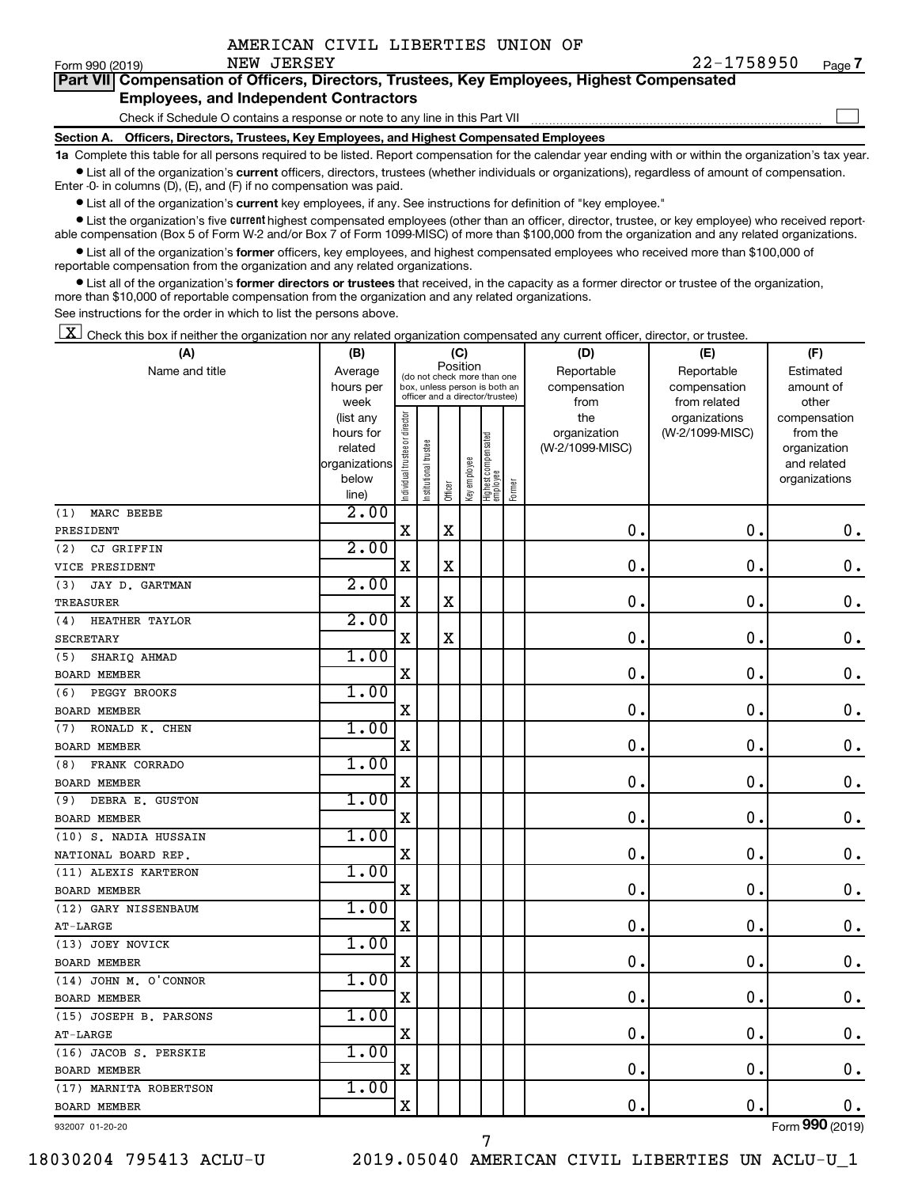AMERICAN CIVIL LIBERTIES UNION OF NEW JERSEY

Form 990 (2019) 22-1758950 Page 7

**Part VII Compensation of Officers, Directors, Trustees, Key Employees, Highest Compensated Employees, and Independent Contractors**

Check if Schedule O contains a response or note to any line in this Part VII ☐

**Section A. Officers, Directors, Trustees, Key Employees, and Highest Compensated Employees**

**1a** Complete this table for all persons required to be listed. Report compensation for the calendar year ending with or within the organization's tax year.

- List all of the organization's **current** officers, directors, trustees (whether individuals or organizations), regardless of amount of compensation. Enter -0- in columns (D), (E), and (F) if no compensation was paid.
- List all of the organization's **current** key employees, if any. See instructions for definition of "key employee."
- List the organization's five **current** highest compensated employees (other than an officer, director, trustee, or key employee) who received reportable compensation (Box 5 of Form W-2 and/or Box 7 of Form 1099-MISC) of more than $100,000 from the organization and any related organizations.
- List all of the organization's **former** officers, key employees, and highest compensated employees who received more than $100,000 of reportable compensation from the organization and any related organizations.
- List all of the organization's **former directors or trustees** that received, in the capacity as a former director or trustee of the organization, more than $10,000 of reportable compensation from the organization and any related organizations.

See instructions for the order in which to list the persons above.

☒ Check this box if neither the organization nor any related organization compensated any current officer, director, or trustee.

| (A) Name and title | (B) Average hours per week (list any hours for related organizations below line) | (C) Position: Individual trustee or director | Institutional trustee | Officer | Key employee | Highest compensated employee | Former | (D) Reportable compensation from the organization (W-2/1099-MISC) | (E) Reportable compensation from related organizations (W-2/1099-MISC) | (F) Estimated amount of other compensation from the organization and related organizations |
|---|---|---|---|---|---|---|---|---|---|---|
| (1) MARC BEEBE<br>PRESIDENT | 2.00 | X | | X | | | | 0. | 0. | 0. |
| (2) CJ GRIFFIN<br>VICE PRESIDENT | 2.00 | X | | X | | | | 0. | 0. | 0. |
| (3) JAY D. GARTMAN<br>TREASURER | 2.00 | X | | X | | | | 0. | 0. | 0. |
| (4) HEATHER TAYLOR<br>SECRETARY | 2.00 | X | | X | | | | 0. | 0. | 0. |
| (5) SHARIQ AHMAD<br>BOARD MEMBER | 1.00 | X | | | | | | 0. | 0. | 0. |
| (6) PEGGY BROOKS<br>BOARD MEMBER | 1.00 | X | | | | | | 0. | 0. | 0. |
| (7) RONALD K. CHEN<br>BOARD MEMBER | 1.00 | X | | | | | | 0. | 0. | 0. |
| (8) FRANK CORRADO<br>BOARD MEMBER | 1.00 | X | | | | | | 0. | 0. | 0. |
| (9) DEBRA E. GUSTON<br>BOARD MEMBER | 1.00 | X | | | | | | 0. | 0. | 0. |
| (10) S. NADIA HUSSAIN<br>NATIONAL BOARD REP. | 1.00 | X | | | | | | 0. | 0. | 0. |
| (11) ALEXIS KARTERON<br>BOARD MEMBER | 1.00 | X | | | | | | 0. | 0. | 0. |
| (12) GARY NISSENBAUM<br>AT-LARGE | 1.00 | X | | | | | | 0. | 0. | 0. |
| (13) JOEY NOVICK<br>BOARD MEMBER | 1.00 | X | | | | | | 0. | 0. | 0. |
| (14) JOHN M. O'CONNOR<br>BOARD MEMBER | 1.00 | X | | | | | | 0. | 0. | 0. |
| (15) JOSEPH B. PARSONS<br>AT-LARGE | 1.00 | X | | | | | | 0. | 0. | 0. |
| (16) JACOB S. PERSKIE<br>BOARD MEMBER | 1.00 | X | | | | | | 0. | 0. | 0. |
| (17) MARNITA ROBERTSON<br>BOARD MEMBER | 1.00 | X | | | | | | 0. | 0. | 0. |

932007 01-20-20 Form 990 (2019)

18030204 795413 ACLU-U 2019.05040 AMERICAN CIVIL LIBERTIES UN ACLU-U_1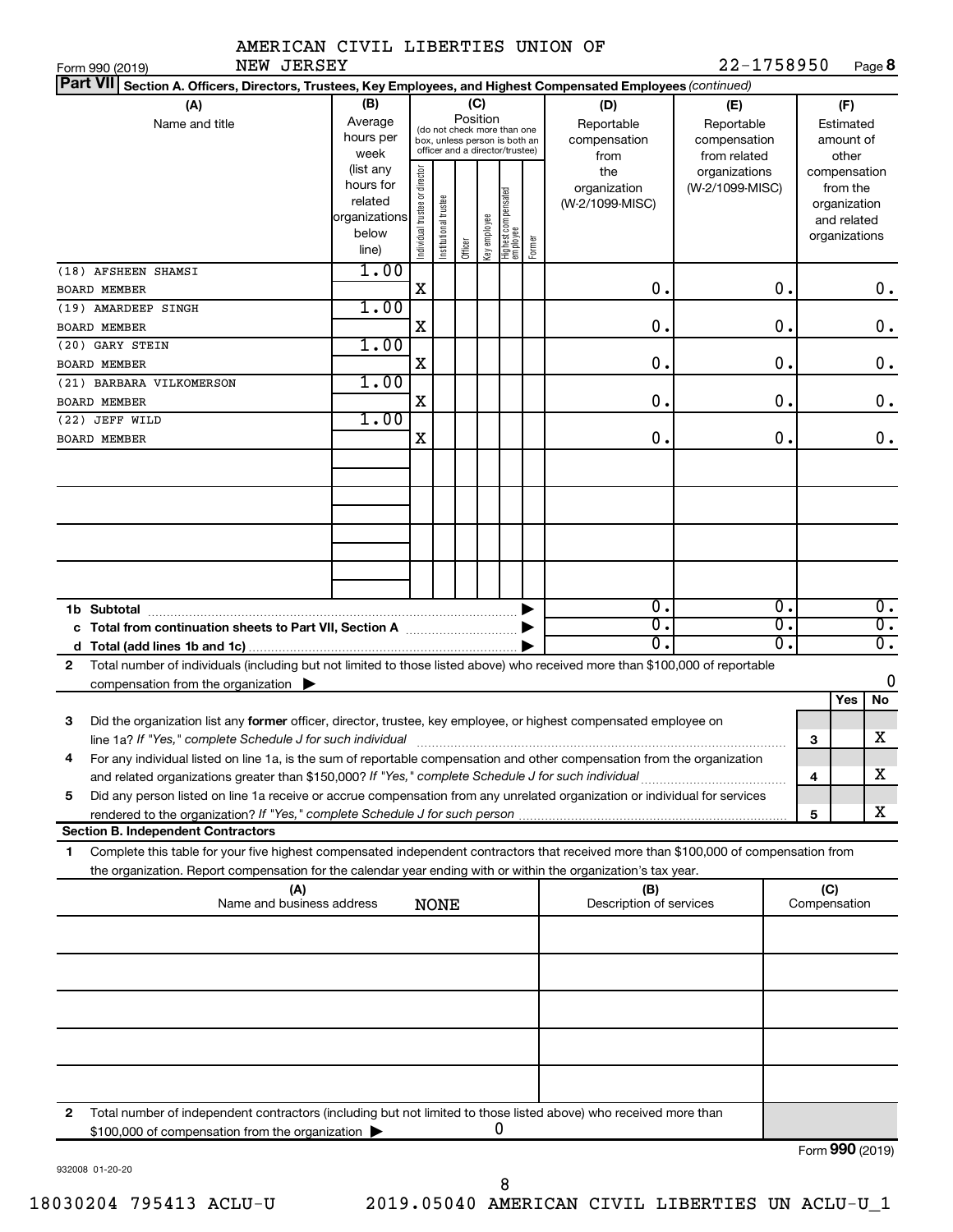AMERICAN CIVIL LIBERTIES UNION OF NEW JERSEY

Form 990 (2019) 22-1758950 Page 8

**Part VII Section A. Officers, Directors, Trustees, Key Employees, and Highest Compensated Employees** *(continued)*

| (A) Name and title | (B) Average hours per week (list any hours for related organizations below line) | (C) Position: Individual trustee or director | Institutional trustee | Officer | Key employee | Highest compensated employee | Former | (D) Reportable compensation from the organization (W-2/1099-MISC) | (E) Reportable compensation from related organizations (W-2/1099-MISC) | (F) Estimated amount of other compensation from the organization and related organizations |
|---|---|---|---|---|---|---|---|---|---|---|
| (18) AFSHEEN SHAMSI BOARD MEMBER | 1.00 | X | | | | | | 0. | 0. | 0. |
| (19) AMARDEEP SINGH BOARD MEMBER | 1.00 | X | | | | | | 0. | 0. | 0. |
| (20) GARY STEIN BOARD MEMBER | 1.00 | X | | | | | | 0. | 0. | 0. |
| (21) BARBARA VILKOMERSON BOARD MEMBER | 1.00 | X | | | | | | 0. | 0. | 0. |
| (22) JEFF WILD BOARD MEMBER | 1.00 | X | | | | | | 0. | 0. | 0. |
| 1b Subtotal | | | | | | | | 0. | 0. | 0. |
| c Total from continuation sheets to Part VII, Section A | | | | | | | | 0. | 0. | 0. |
| d Total (add lines 1b and 1c) | | | | | | | | 0. | 0. | 0. |

2 Total number of individuals (including but not limited to those listed above) who received more than $100,000 of reportable compensation from the organization ▶ 0

| | | Yes | No |
|---|---|---|---|
| 3 Did the organization list any **former** officer, director, trustee, key employee, or highest compensated employee on line 1a? *If "Yes," complete Schedule J for such individual* | 3 | | X |
| 4 For any individual listed on line 1a, is the sum of reportable compensation and other compensation from the organization and related organizations greater than $150,000? *If "Yes," complete Schedule J for such individual* | 4 | | X |
| 5 Did any person listed on line 1a receive or accrue compensation from any unrelated organization or individual for services rendered to the organization? *If "Yes," complete Schedule J for such person* | 5 | | X |

**Section B. Independent Contractors**

1 Complete this table for your five highest compensated independent contractors that received more than $100,000 of compensation from the organization. Report compensation for the calendar year ending with or within the organization's tax year.

| (A) Name and business address | (B) Description of services | (C) Compensation |
|---|---|---|
| NONE | | |

2 Total number of independent contractors (including but not limited to those listed above) who received more than $100,000 of compensation from the organization ▶ 0

Form **990** (2019)

932008 01-20-20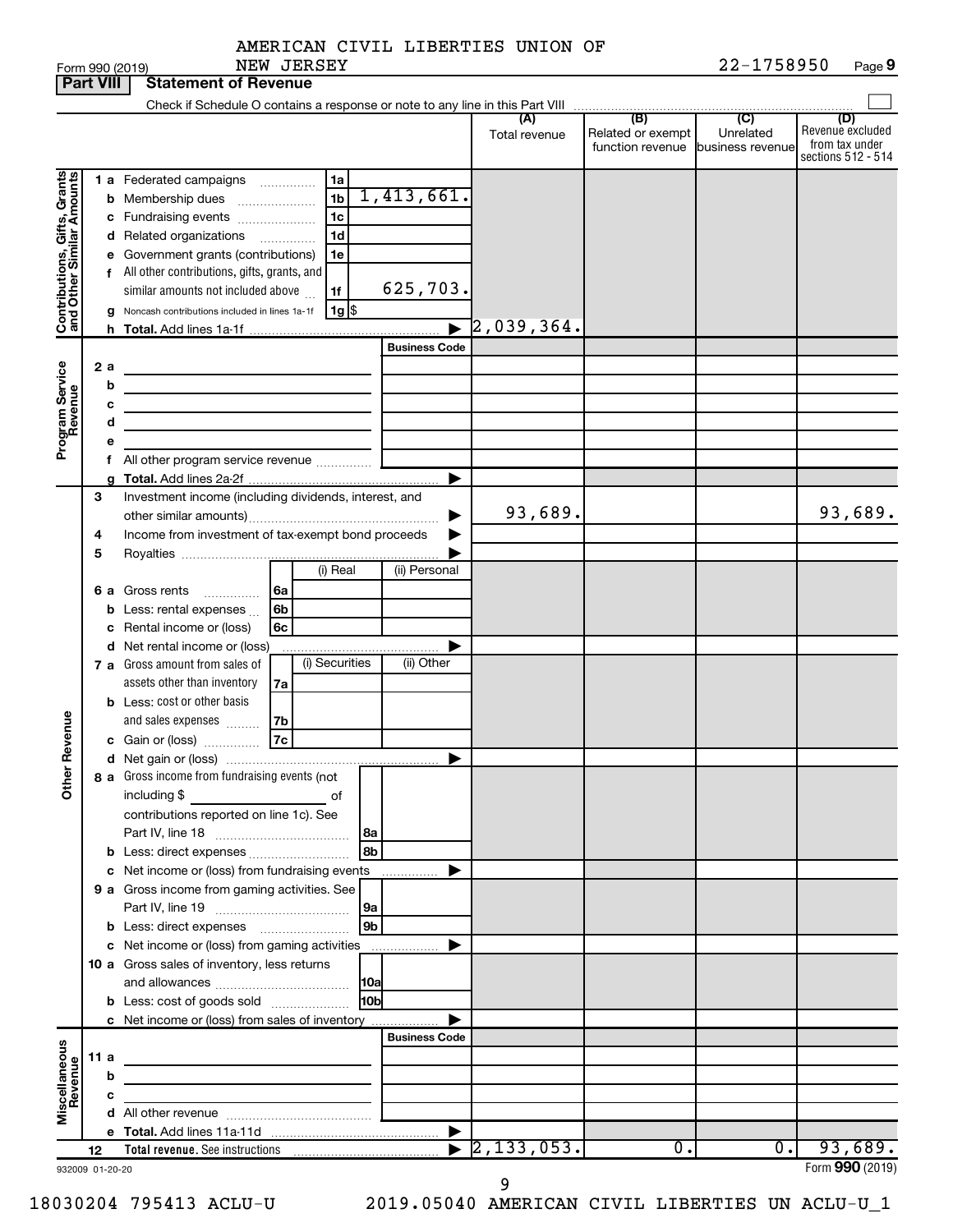AMERICAN CIVIL LIBERTIES UNION OF NEW JERSEY

Form 990 (2019) 22-1758950 Page 9

**Part VIII Statement of Revenue**

Check if Schedule O contains a response or note to any line in this Part VIII

| | | | (A) Total revenue | (B) Related or exempt function revenue | (C) Unrelated business revenue | (D) Revenue excluded from tax under sections 512 - 514 |
|---|---|---|---|---|---|---|
| **Contributions, Gifts, Grants and Other Similar Amounts** | 1 a Federated campaigns | 1a | | | | |
| | b Membership dues | 1b 1,413,661. | | | | |
| | c Fundraising events | 1c | | | | |
| | d Related organizations | 1d | | | | |
| | e Government grants (contributions) | 1e | | | | |
| | f All other contributions, gifts, grants, and similar amounts not included above | 1f 625,703. | | | | |
| | g Noncash contributions included in lines 1a-1f | 1g $ | | | | |
| | h Total. Add lines 1a-1f | ▶ | 2,039,364. | | | |
| **Program Service Revenue** | | Business Code | | | | |
| | 2 a | | | | | |
| | b | | | | | |
| | c | | | | | |
| | d | | | | | |
| | e | | | | | |
| | f All other program service revenue | | | | | |
| | g Total. Add lines 2a-2f | ▶ | | | | |
| **Other Revenue** | 3 Investment income (including dividends, interest, and other similar amounts) | ▶ | 93,689. | | | 93,689. |
| | 4 Income from investment of tax-exempt bond proceeds | ▶ | | | | |
| | 5 Royalties | ▶ | | | | |
| | | (i) Real / (ii) Personal | | | | |
| | 6 a Gross rents | 6a | | | | |
| | b Less: rental expenses | 6b | | | | |
| | c Rental income or (loss) | 6c | | | | |
| | d Net rental income or (loss) | ▶ | | | | |
| | 7 a Gross amount from sales of assets other than inventory | (i) Securities / (ii) Other 7a | | | | |
| | b Less: cost or other basis and sales expenses | 7b | | | | |
| | c Gain or (loss) | 7c | | | | |
| | d Net gain or (loss) | ▶ | | | | |
| | 8 a Gross income from fundraising events (not including $ of contributions reported on line 1c). See Part IV, line 18 | 8a | | | | |
| | b Less: direct expenses | 8b | | | | |
| | c Net income or (loss) from fundraising events | ▶ | | | | |
| | 9 a Gross income from gaming activities. See Part IV, line 19 | 9a | | | | |
| | b Less: direct expenses | 9b | | | | |
| | c Net income or (loss) from gaming activities | ▶ | | | | |
| | 10 a Gross sales of inventory, less returns and allowances | 10a | | | | |
| | b Less: cost of goods sold | 10b | | | | |
| | c Net income or (loss) from sales of inventory | ▶ | | | | |
| **Miscellaneous Revenue** | | Business Code | | | | |
| | 11 a | | | | | |
| | b | | | | | |
| | c | | | | | |
| | d All other revenue | | | | | |
| | e Total. Add lines 11a-11d | ▶ | | | | |
| | 12 Total revenue. See instructions | ▶ | 2,133,053. | 0. | 0. | 93,689. |

932009 01-20-20 Form 990 (2019)

18030204 795413 ACLU-U 2019.05040 AMERICAN CIVIL LIBERTIES UN ACLU-U_1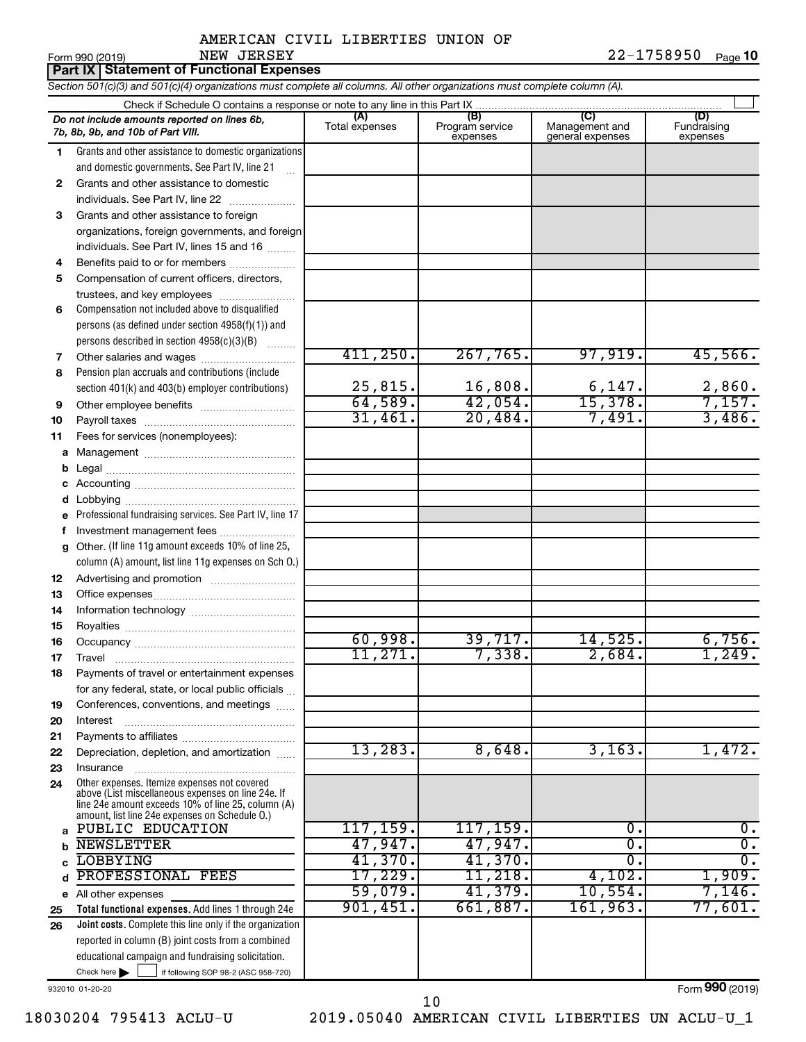AMERICAN CIVIL LIBERTIES UNION OF NEW JERSEY

Form 990 (2019) 22-1758950 Page 10

## Part IX | Statement of Functional Expenses

*Section 501(c)(3) and 501(c)(4) organizations must complete all columns. All other organizations must complete column (A).*

Check if Schedule O contains a response or note to any line in this Part IX

| | *Do not include amounts reported on lines 6b, 7b, 8b, 9b, and 10b of Part VIII.* | (A) Total expenses | (B) Program service expenses | (C) Management and general expenses | (D) Fundraising expenses |
|---|---|---|---|---|---|
| 1 | Grants and other assistance to domestic organizations and domestic governments. See Part IV, line 21 | | | | |
| 2 | Grants and other assistance to domestic individuals. See Part IV, line 22 | | | | |
| 3 | Grants and other assistance to foreign organizations, foreign governments, and foreign individuals. See Part IV, lines 15 and 16 | | | | |
| 4 | Benefits paid to or for members | | | | |
| 5 | Compensation of current officers, directors, trustees, and key employees | | | | |
| 6 | Compensation not included above to disqualified persons (as defined under section 4958(f)(1)) and persons described in section 4958(c)(3)(B) | | | | |
| 7 | Other salaries and wages | 411,250. | 267,765. | 97,919. | 45,566. |
| 8 | Pension plan accruals and contributions (include section 401(k) and 403(b) employer contributions) | 25,815. | 16,808. | 6,147. | 2,860. |
| 9 | Other employee benefits | 64,589. | 42,054. | 15,378. | 7,157. |
| 10 | Payroll taxes | 31,461. | 20,484. | 7,491. | 3,486. |
| 11 | Fees for services (nonemployees): | | | | |
| a | Management | | | | |
| b | Legal | | | | |
| c | Accounting | | | | |
| d | Lobbying | | | | |
| e | Professional fundraising services. See Part IV, line 17 | | | | |
| f | Investment management fees | | | | |
| g | Other. (If line 11g amount exceeds 10% of line 25, column (A) amount, list line 11g expenses on Sch O.) | | | | |
| 12 | Advertising and promotion | | | | |
| 13 | Office expenses | | | | |
| 14 | Information technology | | | | |
| 15 | Royalties | | | | |
| 16 | Occupancy | 60,998. | 39,717. | 14,525. | 6,756. |
| 17 | Travel | 11,271. | 7,338. | 2,684. | 1,249. |
| 18 | Payments of travel or entertainment expenses for any federal, state, or local public officials | | | | |
| 19 | Conferences, conventions, and meetings | | | | |
| 20 | Interest | | | | |
| 21 | Payments to affiliates | | | | |
| 22 | Depreciation, depletion, and amortization | 13,283. | 8,648. | 3,163. | 1,472. |
| 23 | Insurance | | | | |
| 24 | Other expenses. Itemize expenses not covered above (List miscellaneous expenses on line 24e. If line 24e amount exceeds 10% of line 25, column (A) amount, list line 24e expenses on Schedule O.) | | | | |
| a | PUBLIC EDUCATION | 117,159. | 117,159. | 0. | 0. |
| b | NEWSLETTER | 47,947. | 47,947. | 0. | 0. |
| c | LOBBYING | 41,370. | 41,370. | 0. | 0. |
| d | PROFESSIONAL FEES | 17,229. | 11,218. | 4,102. | 1,909. |
| e | All other expenses | 59,079. | 41,379. | 10,554. | 7,146. |
| 25 | **Total functional expenses.** Add lines 1 through 24e | 901,451. | 661,887. | 161,963. | 77,601. |
| 26 | **Joint costs.** Complete this line only if the organization reported in column (B) joint costs from a combined educational campaign and fundraising solicitation. Check here ☐ if following SOP 98-2 (ASC 958-720) | | | | |

932010 01-20-20

Form **990** (2019)

18030204 795413 ACLU-U 2019.05040 AMERICAN CIVIL LIBERTIES UN ACLU-U_1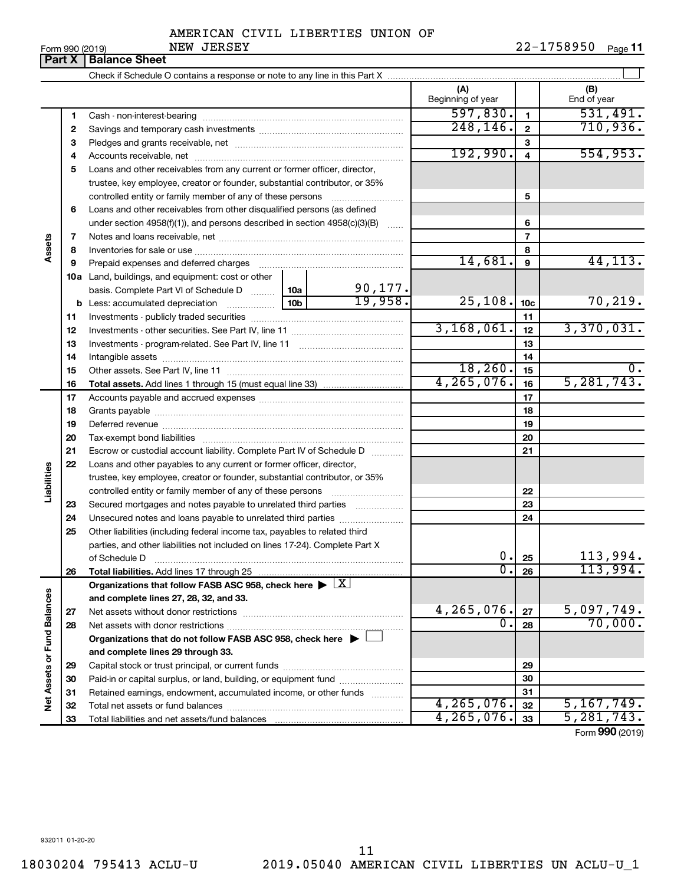AMERICAN CIVIL LIBERTIES UNION OF NEW JERSEY

Form 990 (2019) 22-1758950 Page 11

## Part X Balance Sheet

Check if Schedule O contains a response or note to any line in this Part X

| | | | | (A) Beginning of year | | (B) End of year |
|---|---|---|---|---|---|---|
| Assets | 1 | Cash - non-interest-bearing | | 597,830. | 1 | 531,491. |
| | 2 | Savings and temporary cash investments | | 248,146. | 2 | 710,936. |
| | 3 | Pledges and grants receivable, net | | | 3 | |
| | 4 | Accounts receivable, net | | 192,990. | 4 | 554,953. |
| | 5 | Loans and other receivables from any current or former officer, director, trustee, key employee, creator or founder, substantial contributor, or 35% controlled entity or family member of any of these persons | | | 5 | |
| | 6 | Loans and other receivables from other disqualified persons (as defined under section 4958(f)(1)), and persons described in section 4958(c)(3)(B) | | | 6 | |
| | 7 | Notes and loans receivable, net | | | 7 | |
| | 8 | Inventories for sale or use | | | 8 | |
| | 9 | Prepaid expenses and deferred charges | | 14,681. | 9 | 44,113. |
| | 10a | Land, buildings, and equipment: cost or other basis. Complete Part VI of Schedule D | 10a 90,177. | | | |
| | b | Less: accumulated depreciation | 10b 19,958. | 25,108. | 10c | 70,219. |
| | 11 | Investments - publicly traded securities | | | 11 | |
| | 12 | Investments - other securities. See Part IV, line 11 | | 3,168,061. | 12 | 3,370,031. |
| | 13 | Investments - program-related. See Part IV, line 11 | | | 13 | |
| | 14 | Intangible assets | | | 14 | |
| | 15 | Other assets. See Part IV, line 11 | | 18,260. | 15 | 0. |
| | 16 | **Total assets.** Add lines 1 through 15 (must equal line 33) | | 4,265,076. | 16 | 5,281,743. |
| Liabilities | 17 | Accounts payable and accrued expenses | | | 17 | |
| | 18 | Grants payable | | | 18 | |
| | 19 | Deferred revenue | | | 19 | |
| | 20 | Tax-exempt bond liabilities | | | 20 | |
| | 21 | Escrow or custodial account liability. Complete Part IV of Schedule D | | | 21 | |
| | 22 | Loans and other payables to any current or former officer, director, trustee, key employee, creator or founder, substantial contributor, or 35% controlled entity or family member of any of these persons | | | 22 | |
| | 23 | Secured mortgages and notes payable to unrelated third parties | | | 23 | |
| | 24 | Unsecured notes and loans payable to unrelated third parties | | | 24 | |
| | 25 | Other liabilities (including federal income tax, payables to related third parties, and other liabilities not included on lines 17-24). Complete Part X of Schedule D | | 0. | 25 | 113,994. |
| | 26 | **Total liabilities.** Add lines 17 through 25 | | 0. | 26 | 113,994. |
| Net Assets or Fund Balances | | **Organizations that follow FASB ASC 958, check here ▶ [X] and complete lines 27, 28, 32, and 33.** | | | | |
| | 27 | Net assets without donor restrictions | | 4,265,076. | 27 | 5,097,749. |
| | 28 | Net assets with donor restrictions | | 0. | 28 | 70,000. |
| | | **Organizations that do not follow FASB ASC 958, check here ▶ [ ] and complete lines 29 through 33.** | | | | |
| | 29 | Capital stock or trust principal, or current funds | | | 29 | |
| | 30 | Paid-in or capital surplus, or land, building, or equipment fund | | | 30 | |
| | 31 | Retained earnings, endowment, accumulated income, or other funds | | | 31 | |
| | 32 | Total net assets or fund balances | | 4,265,076. | 32 | 5,167,749. |
| | 33 | Total liabilities and net assets/fund balances | | 4,265,076. | 33 | 5,281,743. |

Form **990** (2019)

932011 01-20-20

18030204 795413 ACLU-U 2019.05040 AMERICAN CIVIL LIBERTIES UN ACLU-U_1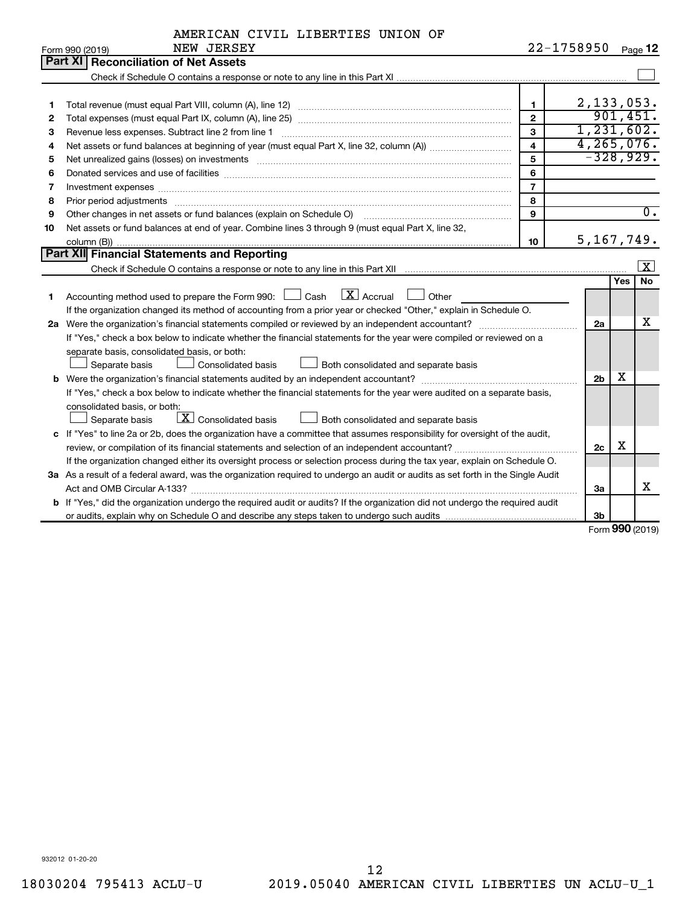AMERICAN CIVIL LIBERTIES UNION OF NEW JERSEY

Form 990 (2019) — 22-1758950 — Page **12**

## Part XI Reconciliation of Net Assets

Check if Schedule O contains a response or note to any line in this Part XI ☐

| | | Line | Amount |
|---|---|---|---|
| 1 | Total revenue (must equal Part VIII, column (A), line 12) | 1 | 2,133,053. |
| 2 | Total expenses (must equal Part IX, column (A), line 25) | 2 | 901,451. |
| 3 | Revenue less expenses. Subtract line 2 from line 1 | 3 | 1,231,602. |
| 4 | Net assets or fund balances at beginning of year (must equal Part X, line 32, column (A)) | 4 | 4,265,076. |
| 5 | Net unrealized gains (losses) on investments | 5 | -328,929. |
| 6 | Donated services and use of facilities | 6 | |
| 7 | Investment expenses | 7 | |
| 8 | Prior period adjustments | 8 | |
| 9 | Other changes in net assets or fund balances (explain on Schedule O) | 9 | 0. |
| 10 | Net assets or fund balances at end of year. Combine lines 3 through 9 (must equal Part X, line 32, column (B)) | 10 | 5,167,749. |

## Part XII Financial Statements and Reporting

Check if Schedule O contains a response or note to any line in this Part XII ☒

| | | Line | Yes | No |
|---|---|---|---|---|
| 1 | Accounting method used to prepare the Form 990: ☐ Cash ☒ Accrual ☐ Other<br>If the organization changed its method of accounting from a prior year or checked "Other," explain in Schedule O. | | | |
| 2a | Were the organization's financial statements compiled or reviewed by an independent accountant? | 2a | | X |
| | If "Yes," check a box below to indicate whether the financial statements for the year were compiled or reviewed on a separate basis, consolidated basis, or both:<br>☐ Separate basis ☐ Consolidated basis ☐ Both consolidated and separate basis | | | |
| b | Were the organization's financial statements audited by an independent accountant? | 2b | X | |
| | If "Yes," check a box below to indicate whether the financial statements for the year were audited on a separate basis, consolidated basis, or both:<br>☐ Separate basis ☒ Consolidated basis ☐ Both consolidated and separate basis | | | |
| c | If "Yes" to line 2a or 2b, does the organization have a committee that assumes responsibility for oversight of the audit, review, or compilation of its financial statements and selection of an independent accountant? | 2c | X | |
| | If the organization changed either its oversight process or selection process during the tax year, explain on Schedule O. | | | |
| 3a | As a result of a federal award, was the organization required to undergo an audit or audits as set forth in the Single Audit Act and OMB Circular A-133? | 3a | | X |
| b | If "Yes," did the organization undergo the required audit or audits? If the organization did not undergo the required audit or audits, explain why on Schedule O and describe any steps taken to undergo such audits | 3b | | |

Form **990** (2019)

932012 01-20-20

18030204 795413 ACLU-U 2019.05040 AMERICAN CIVIL LIBERTIES UN ACLU-U_1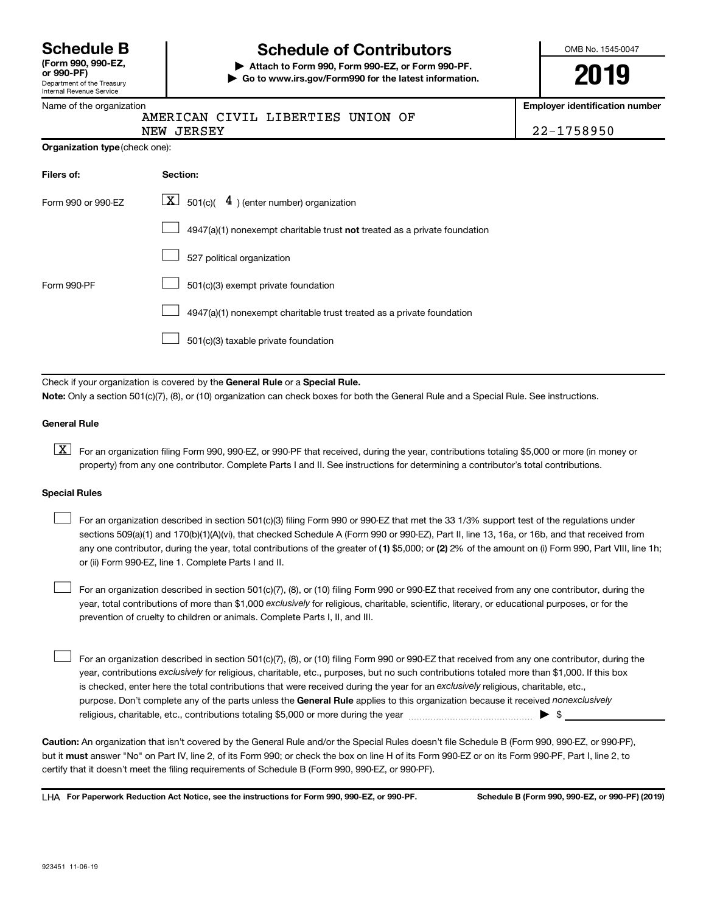# Schedule B (Form 990, 990-EZ, or 990-PF)

Department of the Treasury
Internal Revenue Service

## Schedule of Contributors

▶ Attach to Form 990, Form 990-EZ, or Form 990-PF.
▶ Go to www.irs.gov/Form990 for the latest information.

OMB No. 1545-0047

**2019**

Name of the organization: AMERICAN CIVIL LIBERTIES UNION OF NEW JERSEY

**Employer identification number:** 22-1758950

**Organization type** (check one):

| Filers of: | Section: |
|---|---|
| Form 990 or 990-EZ | [X] 501(c)( 4 ) (enter number) organization |
| | [ ] 4947(a)(1) nonexempt charitable trust **not** treated as a private foundation |
| | [ ] 527 political organization |
| Form 990-PF | [ ] 501(c)(3) exempt private foundation |
| | [ ] 4947(a)(1) nonexempt charitable trust treated as a private foundation |
| | [ ] 501(c)(3) taxable private foundation |

Check if your organization is covered by the **General Rule** or a **Special Rule.**

**Note:** Only a section 501(c)(7), (8), or (10) organization can check boxes for both the General Rule and a Special Rule. See instructions.

### General Rule

[X] For an organization filing Form 990, 990-EZ, or 990-PF that received, during the year, contributions totaling $5,000 or more (in money or property) from any one contributor. Complete Parts I and II. See instructions for determining a contributor's total contributions.

### Special Rules

[ ] For an organization described in section 501(c)(3) filing Form 990 or 990-EZ that met the 33 1/3% support test of the regulations under sections 509(a)(1) and 170(b)(1)(A)(vi), that checked Schedule A (Form 990 or 990-EZ), Part II, line 13, 16a, or 16b, and that received from any one contributor, during the year, total contributions of the greater of **(1)** $5,000; or **(2)** 2% of the amount on (i) Form 990, Part VIII, line 1h; or (ii) Form 990-EZ, line 1. Complete Parts I and II.

[ ] For an organization described in section 501(c)(7), (8), or (10) filing Form 990 or 990-EZ that received from any one contributor, during the year, total contributions of more than $1,000 *exclusively* for religious, charitable, scientific, literary, or educational purposes, or for the prevention of cruelty to children or animals. Complete Parts I, II, and III.

[ ] For an organization described in section 501(c)(7), (8), or (10) filing Form 990 or 990-EZ that received from any one contributor, during the year, contributions *exclusively* for religious, charitable, etc., purposes, but no such contributions totaled more than $1,000. If this box is checked, enter here the total contributions that were received during the year for an *exclusively* religious, charitable, etc., purpose. Don't complete any of the parts unless the **General Rule** applies to this organization because it received *nonexclusively* religious, charitable, etc., contributions totaling $5,000 or more during the year ▶ $ ____________

**Caution:** An organization that isn't covered by the General Rule and/or the Special Rules doesn't file Schedule B (Form 990, 990-EZ, or 990-PF), but it **must** answer "No" on Part IV, line 2, of its Form 990; or check the box on line H of its Form 990-EZ or on its Form 990-PF, Part I, line 2, to certify that it doesn't meet the filing requirements of Schedule B (Form 990, 990-EZ, or 990-PF).

LHA **For Paperwork Reduction Act Notice, see the instructions for Form 990, 990-EZ, or 990-PF.** **Schedule B (Form 990, 990-EZ, or 990-PF) (2019)**

923451 11-06-19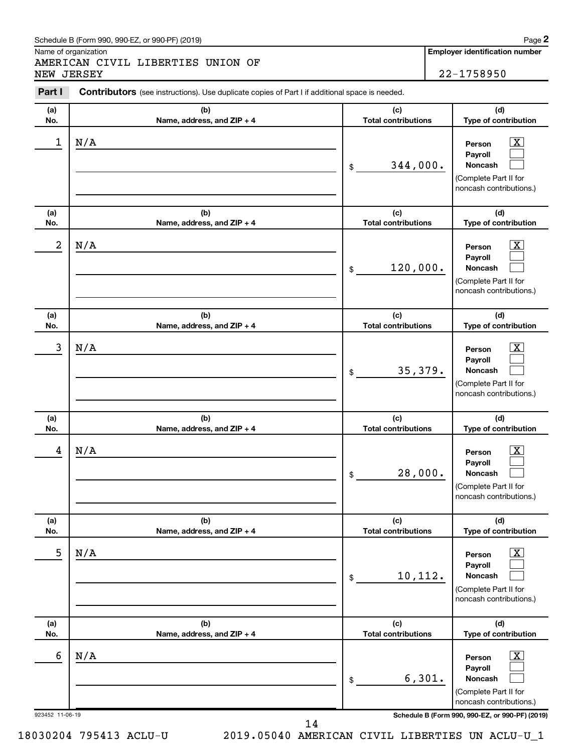Schedule B (Form 990, 990-EZ, or 990-PF) (2019)

Name of organization: AMERICAN CIVIL LIBERTIES UNION OF NEW JERSEY

Employer identification number: 22-1758950

**Part I** **Contributors** (see instructions). Use duplicate copies of Part I if additional space is needed.

| (a) No. | (b) Name, address, and ZIP + 4 | (c) Total contributions | (d) Type of contribution |
|---|---|---|---|
| 1 | N/A | $ 344,000. | Person [X] Payroll [ ] Noncash [ ] (Complete Part II for noncash contributions.) |
| 2 | N/A | $ 120,000. | Person [X] Payroll [ ] Noncash [ ] (Complete Part II for noncash contributions.) |
| 3 | N/A | $ 35,379. | Person [X] Payroll [ ] Noncash [ ] (Complete Part II for noncash contributions.) |
| 4 | N/A | $ 28,000. | Person [X] Payroll [ ] Noncash [ ] (Complete Part II for noncash contributions.) |
| 5 | N/A | $ 10,112. | Person [X] Payroll [ ] Noncash [ ] (Complete Part II for noncash contributions.) |
| 6 | N/A | $ 6,301. | Person [X] Payroll [ ] Noncash [ ] (Complete Part II for noncash contributions.) |

923452 11-06-19

Schedule B (Form 990, 990-EZ, or 990-PF) (2019)

18030204 795413 ACLU-U 2019.05040 AMERICAN CIVIL LIBERTIES UN ACLU-U_1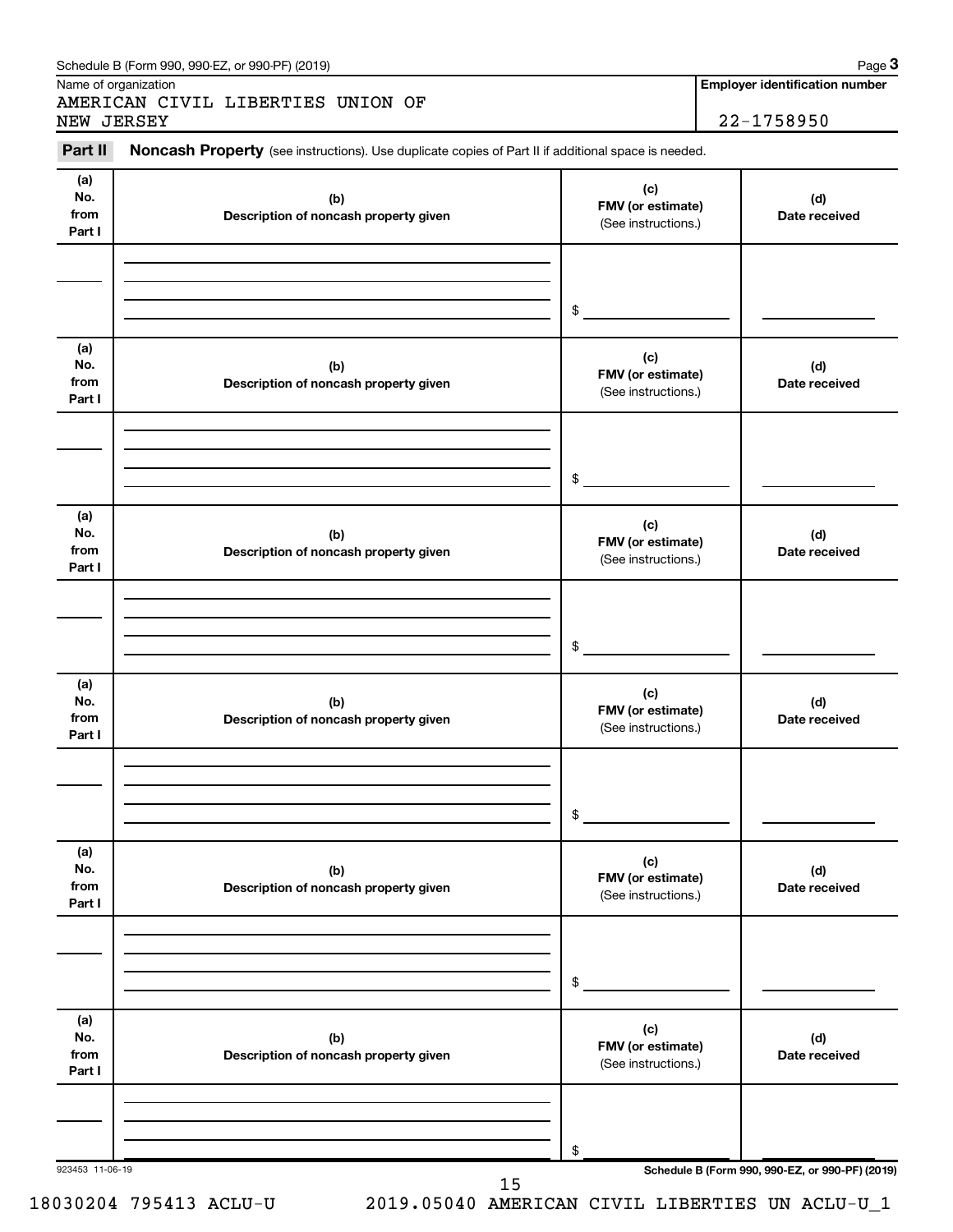Schedule B (Form 990, 990-EZ, or 990-PF) (2019)

| Name of organization | Employer identification number |
|---|---|
| AMERICAN CIVIL LIBERTIES UNION OF NEW JERSEY | 22-1758950 |

**Part II** **Noncash Property** (see instructions). Use duplicate copies of Part II if additional space is needed.

| (a) No. from Part I | (b) Description of noncash property given | (c) FMV (or estimate) (See instructions.) | (d) Date received |
|---|---|---|---|
| | | $ | |

| (a) No. from Part I | (b) Description of noncash property given | (c) FMV (or estimate) (See instructions.) | (d) Date received |
|---|---|---|---|
| | | $ | |

| (a) No. from Part I | (b) Description of noncash property given | (c) FMV (or estimate) (See instructions.) | (d) Date received |
|---|---|---|---|
| | | $ | |

| (a) No. from Part I | (b) Description of noncash property given | (c) FMV (or estimate) (See instructions.) | (d) Date received |
|---|---|---|---|
| | | $ | |

| (a) No. from Part I | (b) Description of noncash property given | (c) FMV (or estimate) (See instructions.) | (d) Date received |
|---|---|---|---|
| | | $ | |

| (a) No. from Part I | (b) Description of noncash property given | (c) FMV (or estimate) (See instructions.) | (d) Date received |
|---|---|---|---|
| | | $ | |

923453 11-06-19

Schedule B (Form 990, 990-EZ, or 990-PF) (2019)

18030204 795413 ACLU-U 2019.05040 AMERICAN CIVIL LIBERTIES UN ACLU-U_1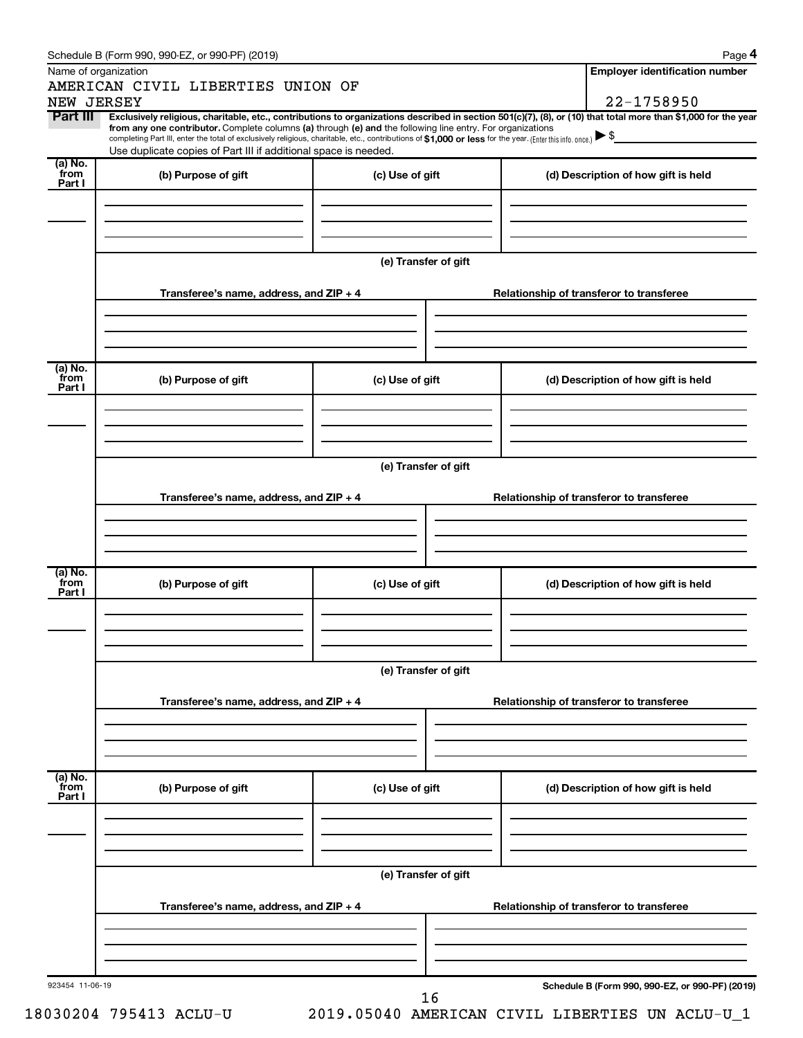Schedule B (Form 990, 990-EZ, or 990-PF) (2019) Page **4**

Name of organization

AMERICAN CIVIL LIBERTIES UNION OF NEW JERSEY

**Employer identification number**

22-1758950

**Part III** **Exclusively religious, charitable, etc., contributions to organizations described in section 501(c)(7), (8), or (10) that total more than $1,000 for the year from any one contributor.** Complete columns **(a)** through **(e)** and the following line entry. For organizations completing Part III, enter the total of exclusively religious, charitable, etc., contributions of **$1,000 or less** for the year. (Enter this info. once.) ▶ $

Use duplicate copies of Part III if additional space is needed.

| (a) No. from Part I | (b) Purpose of gift | (c) Use of gift | (d) Description of how gift is held |
|---|---|---|---|
| | | | |

**(e) Transfer of gift**

| Transferee's name, address, and ZIP + 4 | Relationship of transferor to transferee |
|---|---|
| | |

| (a) No. from Part I | (b) Purpose of gift | (c) Use of gift | (d) Description of how gift is held |
|---|---|---|---|
| | | | |

**(e) Transfer of gift**

| Transferee's name, address, and ZIP + 4 | Relationship of transferor to transferee |
|---|---|
| | |

| (a) No. from Part I | (b) Purpose of gift | (c) Use of gift | (d) Description of how gift is held |
|---|---|---|---|
| | | | |

**(e) Transfer of gift**

| Transferee's name, address, and ZIP + 4 | Relationship of transferor to transferee |
|---|---|
| | |

| (a) No. from Part I | (b) Purpose of gift | (c) Use of gift | (d) Description of how gift is held |
|---|---|---|---|
| | | | |

**(e) Transfer of gift**

| Transferee's name, address, and ZIP + 4 | Relationship of transferor to transferee |
|---|---|
| | |

923454 11-06-19

**Schedule B (Form 990, 990-EZ, or 990-PF) (2019)**

18030204 795413 ACLU-U 2019.05040 AMERICAN CIVIL LIBERTIES UN ACLU-U_1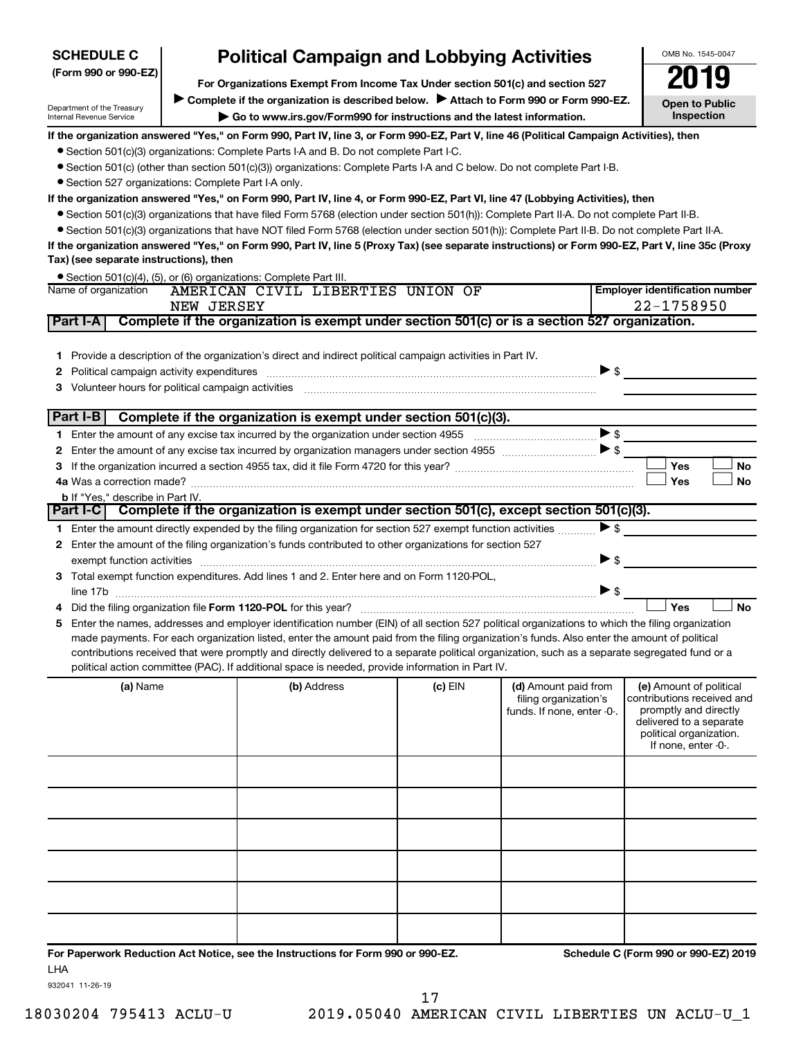**SCHEDULE C**
**(Form 990 or 990-EZ)**

Department of the Treasury
Internal Revenue Service

# Political Campaign and Lobbying Activities

**For Organizations Exempt From Income Tax Under section 501(c) and section 527**

▶ **Complete if the organization is described below.** ▶ **Attach to Form 990 or Form 990-EZ.**

▶ **Go to www.irs.gov/Form990 for instructions and the latest information.**

OMB No. 1545-0047

**2019**

**Open to Public Inspection**

**If the organization answered "Yes," on Form 990, Part IV, line 3, or Form 990-EZ, Part V, line 46 (Political Campaign Activities), then**

- Section 501(c)(3) organizations: Complete Parts I-A and B. Do not complete Part I-C.
- Section 501(c) (other than section 501(c)(3)) organizations: Complete Parts I-A and C below. Do not complete Part I-B.
- Section 527 organizations: Complete Part I-A only.

**If the organization answered "Yes," on Form 990, Part IV, line 4, or Form 990-EZ, Part VI, line 47 (Lobbying Activities), then**

- Section 501(c)(3) organizations that have filed Form 5768 (election under section 501(h)): Complete Part II-A. Do not complete Part II-B.
- Section 501(c)(3) organizations that have NOT filed Form 5768 (election under section 501(h)): Complete Part II-B. Do not complete Part II-A.

**If the organization answered "Yes," on Form 990, Part IV, line 5 (Proxy Tax) (see separate instructions) or Form 990-EZ, Part V, line 35c (Proxy Tax) (see separate instructions), then**

- Section 501(c)(4), (5), or (6) organizations: Complete Part III.

| Name of organization | Employer identification number |
|---|---|
| AMERICAN CIVIL LIBERTIES UNION OF NEW JERSEY | 22-1758950 |

## Part I-A Complete if the organization is exempt under section 501(c) or is a section 527 organization.

1 Provide a description of the organization's direct and indirect political campaign activities in Part IV.

2 Political campaign activity expenditures ▶ $

3 Volunteer hours for political campaign activities

## Part I-B Complete if the organization is exempt under section 501(c)(3).

1 Enter the amount of any excise tax incurred by the organization under section 4955 ▶ $

2 Enter the amount of any excise tax incurred by organization managers under section 4955 ▶ $

3 If the organization incurred a section 4955 tax, did it file Form 4720 for this year? ☐ Yes ☐ No

4a Was a correction made? ☐ Yes ☐ No

b If "Yes," describe in Part IV.

## Part I-C Complete if the organization is exempt under section 501(c), except section 501(c)(3).

1 Enter the amount directly expended by the filing organization for section 527 exempt function activities ▶ $

2 Enter the amount of the filing organization's funds contributed to other organizations for section 527 exempt function activities ▶ $

3 Total exempt function expenditures. Add lines 1 and 2. Enter here and on Form 1120-POL, line 17b ▶ $

4 Did the filing organization file **Form 1120-POL** for this year? ☐ Yes ☐ No

5 Enter the names, addresses and employer identification number (EIN) of all section 527 political organizations to which the filing organization made payments. For each organization listed, enter the amount paid from the filing organization's funds. Also enter the amount of political contributions received that were promptly and directly delivered to a separate political organization, such as a separate segregated fund or a political action committee (PAC). If additional space is needed, provide information in Part IV.

| (a) Name | (b) Address | (c) EIN | (d) Amount paid from filing organization's funds. If none, enter -0-. | (e) Amount of political contributions received and promptly and directly delivered to a separate political organization. If none, enter -0-. |
|---|---|---|---|---|
| | | | | |
| | | | | |
| | | | | |
| | | | | |
| | | | | |
| | | | | |

**For Paperwork Reduction Act Notice, see the Instructions for Form 990 or 990-EZ.** **Schedule C (Form 990 or 990-EZ) 2019**

LHA

932041 11-26-19

18030204 795413 ACLU-U 2019.05040 AMERICAN CIVIL LIBERTIES UN ACLU-U_1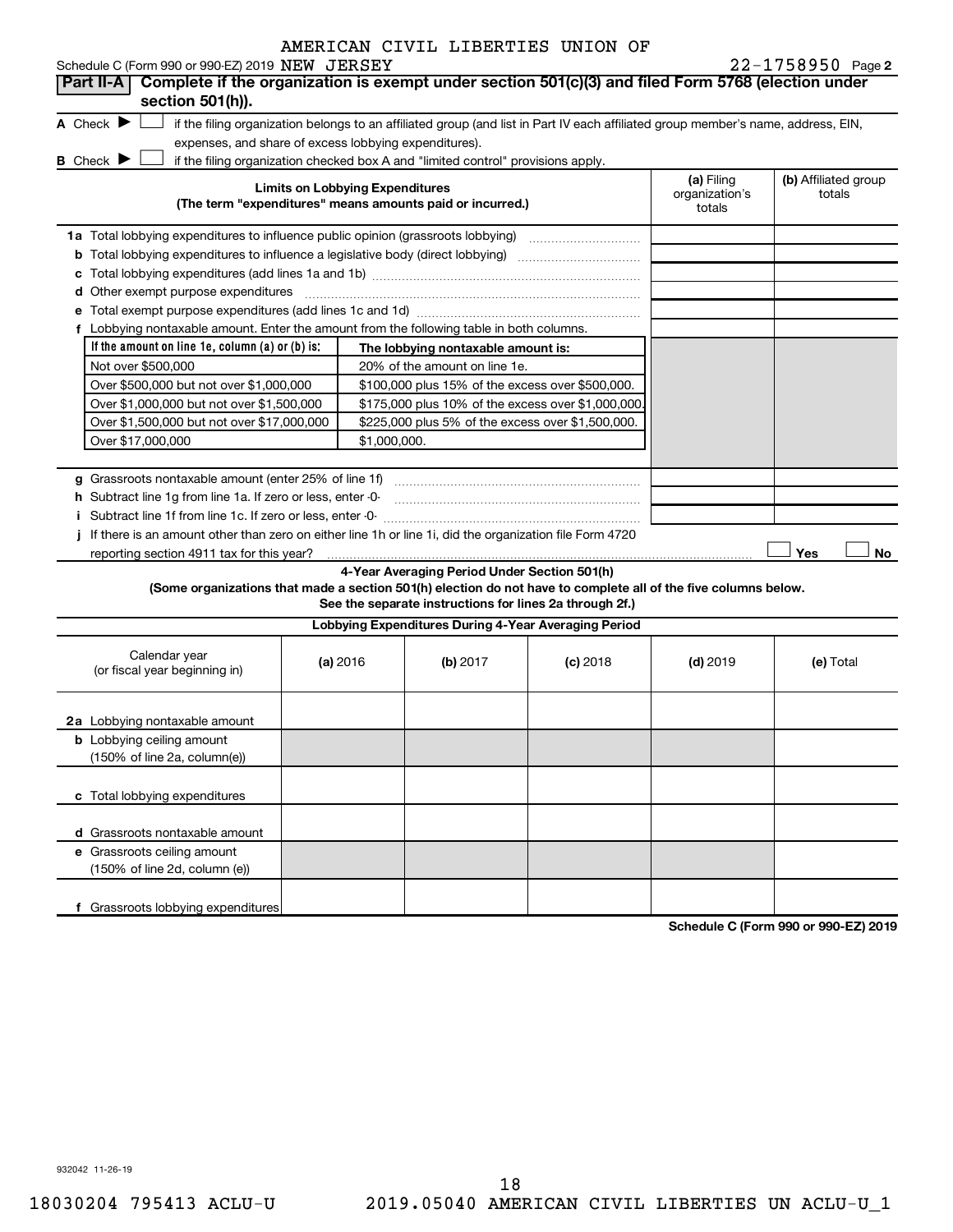Schedule C (Form 990 or 990-EZ) 2019 AMERICAN CIVIL LIBERTIES UNION OF NEW JERSEY 22-1758950 Page 2

## Part II-A Complete if the organization is exempt under section 501(c)(3) and filed Form 5768 (election under section 501(h)).

**A** Check ▶ ☐ if the filing organization belongs to an affiliated group (and list in Part IV each affiliated group member's name, address, EIN, expenses, and share of excess lobbying expenditures).

**B** Check ▶ ☐ if the filing organization checked box A and "limited control" provisions apply.

| Limits on Lobbying Expenditures (The term "expenditures" means amounts paid or incurred.) | (a) Filing organization's totals | (b) Affiliated group totals |
|---|---|---|
| 1a Total lobbying expenditures to influence public opinion (grassroots lobbying) | | |
| b Total lobbying expenditures to influence a legislative body (direct lobbying) | | |
| c Total lobbying expenditures (add lines 1a and 1b) | | |
| d Other exempt purpose expenditures | | |
| e Total exempt purpose expenditures (add lines 1c and 1d) | | |
| f Lobbying nontaxable amount. Enter the amount from the following table in both columns. | | |

| If the amount on line 1e, column (a) or (b) is: | The lobbying nontaxable amount is: |
|---|---|
| Not over $500,000 | 20% of the amount on line 1e. |
| Over $500,000 but not over $1,000,000 | $100,000 plus 15% of the excess over $500,000. |
| Over $1,000,000 but not over $1,500,000 | $175,000 plus 10% of the excess over $1,000,000. |
| Over $1,500,000 but not over $17,000,000 | $225,000 plus 5% of the excess over $1,500,000. |
| Over $17,000,000 | $1,000,000. |

| | (a) Filing organization's totals | (b) Affiliated group totals |
|---|---|---|
| g Grassroots nontaxable amount (enter 25% of line 1f) | | |
| h Subtract line 1g from line 1a. If zero or less, enter -0- | | |
| i Subtract line 1f from line 1c. If zero or less, enter -0- | | |

j If there is an amount other than zero on either line 1h or line 1i, did the organization file Form 4720 reporting section 4911 tax for this year? ☐ Yes ☐ No

### 4-Year Averaging Period Under Section 501(h)

**(Some organizations that made a section 501(h) election do not have to complete all of the five columns below. See the separate instructions for lines 2a through 2f.)**

| Lobbying Expenditures During 4-Year Averaging Period | | | | | |
|---|---|---|---|---|---|
| Calendar year (or fiscal year beginning in) | (a) 2016 | (b) 2017 | (c) 2018 | (d) 2019 | (e) Total |
| 2a Lobbying nontaxable amount | | | | | |
| b Lobbying ceiling amount (150% of line 2a, column(e)) | | | | | |
| c Total lobbying expenditures | | | | | |
| d Grassroots nontaxable amount | | | | | |
| e Grassroots ceiling amount (150% of line 2d, column (e)) | | | | | |
| f Grassroots lobbying expenditures | | | | | |

Schedule C (Form 990 or 990-EZ) 2019

932042 11-26-19

18030204 795413 ACLU-U 2019.05040 AMERICAN CIVIL LIBERTIES UN ACLU-U_1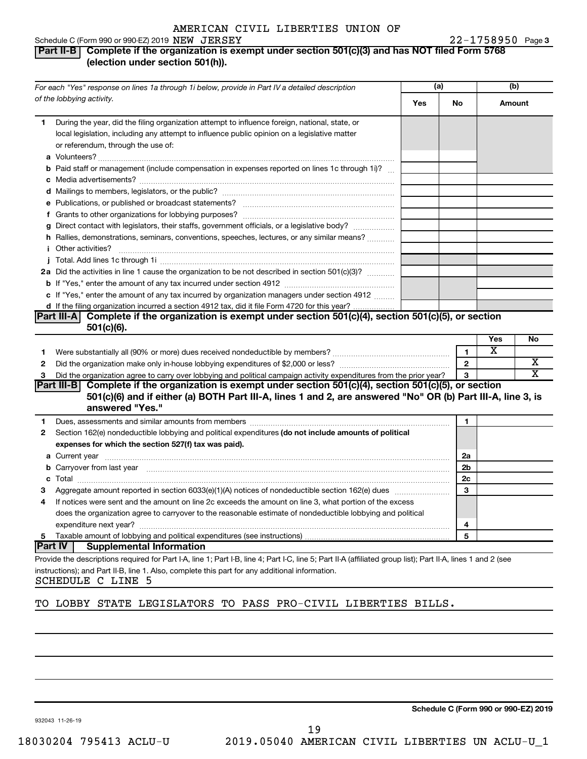AMERICAN CIVIL LIBERTIES UNION OF

Schedule C (Form 990 or 990-EZ) 2019 NEW JERSEY 22-1758950 Page 3

## Part II-B Complete if the organization is exempt under section 501(c)(3) and has NOT filed Form 5768 (election under section 501(h)).

| For each "Yes" response on lines 1a through 1i below, provide in Part IV a detailed description of the lobbying activity. | (a) Yes | (a) No | (b) Amount |
|---|---|---|---|
| **1** During the year, did the filing organization attempt to influence foreign, national, state, or local legislation, including any attempt to influence public opinion on a legislative matter or referendum, through the use of: | | | |
| **a** Volunteers? | | | |
| **b** Paid staff or management (include compensation in expenses reported on lines 1c through 1i)? | | | |
| **c** Media advertisements? | | | |
| **d** Mailings to members, legislators, or the public? | | | |
| **e** Publications, or published or broadcast statements? | | | |
| **f** Grants to other organizations for lobbying purposes? | | | |
| **g** Direct contact with legislators, their staffs, government officials, or a legislative body? | | | |
| **h** Rallies, demonstrations, seminars, conventions, speeches, lectures, or any similar means? | | | |
| **i** Other activities? | | | |
| **j** Total. Add lines 1c through 1i | | | |
| **2a** Did the activities in line 1 cause the organization to be not described in section 501(c)(3)? | | | |
| **b** If "Yes," enter the amount of any tax incurred under section 4912 | | | |
| **c** If "Yes," enter the amount of any tax incurred by organization managers under section 4912 | | | |
| **d** If the filing organization incurred a section 4912 tax, did it file Form 4720 for this year? | | | |

## Part III-A Complete if the organization is exempt under section 501(c)(4), section 501(c)(5), or section 501(c)(6).

| | | | Yes | No |
|---|---|---|---|---|
| **1** | Were substantially all (90% or more) dues received nondeductible by members? | 1 | X | |
| **2** | Did the organization make only in-house lobbying expenditures of $2,000 or less? | 2 | | X |
| **3** | Did the organization agree to carry over lobbying and political campaign activity expenditures from the prior year? | 3 | | X |

## Part III-B Complete if the organization is exempt under section 501(c)(4), section 501(c)(5), or section 501(c)(6) and if either (a) BOTH Part III-A, lines 1 and 2, are answered "No" OR (b) Part III-A, line 3, is answered "Yes."

| | | | |
|---|---|---|---|
| **1** | Dues, assessments and similar amounts from members | 1 | |
| **2** | Section 162(e) nondeductible lobbying and political expenditures **(do not include amounts of political expenses for which the section 527(f) tax was paid).** | | |
| **a** | Current year | 2a | |
| **b** | Carryover from last year | 2b | |
| **c** | Total | 2c | |
| **3** | Aggregate amount reported in section 6033(e)(1)(A) notices of nondeductible section 162(e) dues | 3 | |
| **4** | If notices were sent and the amount on line 2c exceeds the amount on line 3, what portion of the excess does the organization agree to carryover to the reasonable estimate of nondeductible lobbying and political expenditure next year? | 4 | |
| **5** | Taxable amount of lobbying and political expenditures (see instructions) | 5 | |

## Part IV Supplemental Information

Provide the descriptions required for Part I-A, line 1; Part I-B, line 4; Part I-C, line 5; Part II-A (affiliated group list); Part II-A, lines 1 and 2 (see instructions); and Part II-B, line 1. Also, complete this part for any additional information.

SCHEDULE C LINE 5

TO LOBBY STATE LEGISLATORS TO PASS PRO-CIVIL LIBERTIES BILLS.

**Schedule C (Form 990 or 990-EZ) 2019**

932043 11-26-19

18030204 795413 ACLU-U 2019.05040 AMERICAN CIVIL LIBERTIES UN ACLU-U_1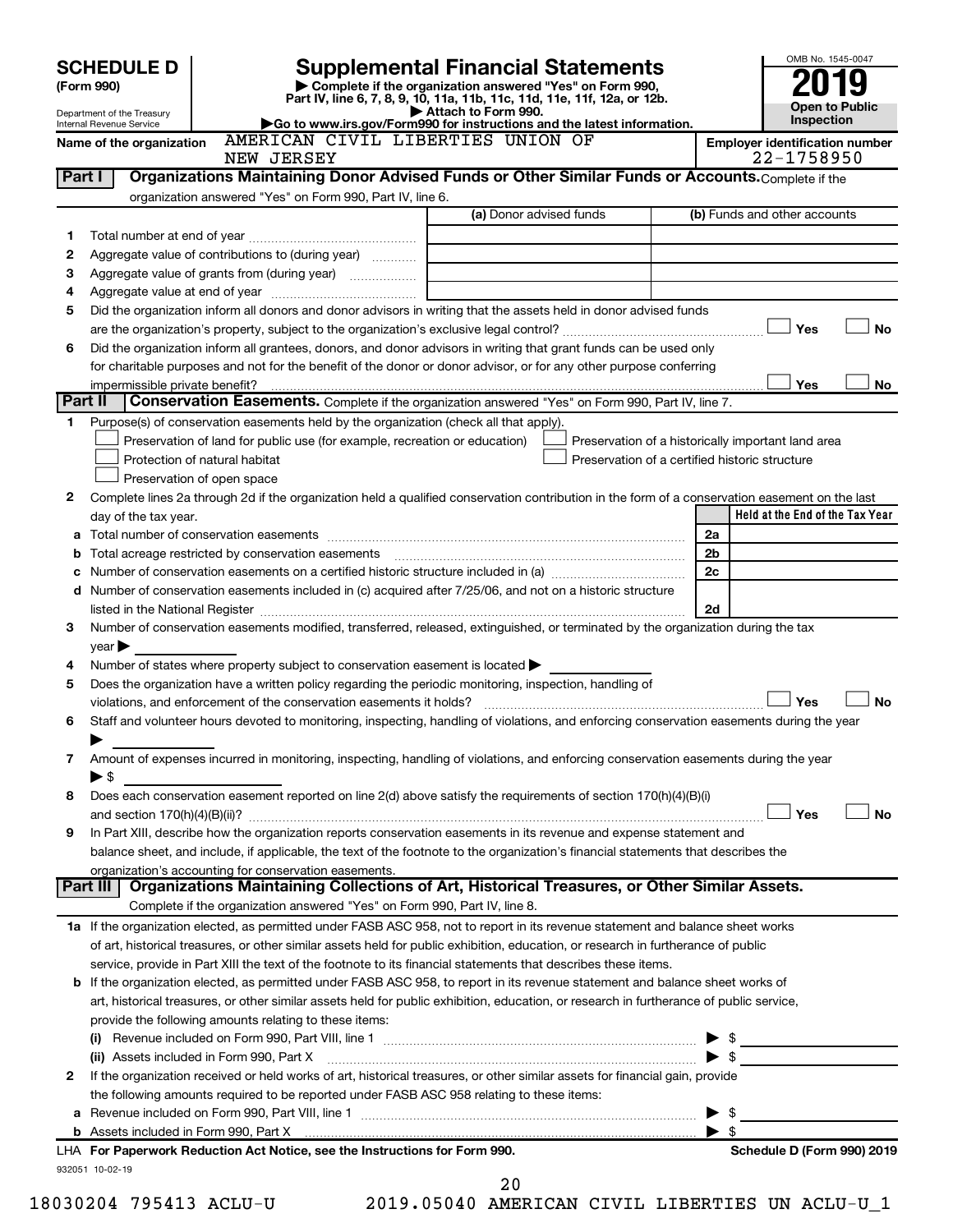# SCHEDULE D (Form 990)

Department of the Treasury
Internal Revenue Service

## Supplemental Financial Statements

▶ Complete if the organization answered "Yes" on Form 990, Part IV, line 6, 7, 8, 9, 10, 11a, 11b, 11c, 11d, 11e, 11f, 12a, or 12b.
▶ Attach to Form 990.
▶Go to www.irs.gov/Form990 for instructions and the latest information.

OMB No. 1545-0047

**2019**

**Open to Public Inspection**

Name of the organization: AMERICAN CIVIL LIBERTIES UNION OF NEW JERSEY

Employer identification number: 22-1758950

### Part I — Organizations Maintaining Donor Advised Funds or Other Similar Funds or Accounts.
Complete if the organization answered "Yes" on Form 990, Part IV, line 6.

| | | (a) Donor advised funds | (b) Funds and other accounts |
|---|---|---|---|
| 1 | Total number at end of year | | |
| 2 | Aggregate value of contributions to (during year) | | |
| 3 | Aggregate value of grants from (during year) | | |
| 4 | Aggregate value at end of year | | |

5 Did the organization inform all donors and donor advisors in writing that the assets held in donor advised funds are the organization's property, subject to the organization's exclusive legal control? ☐ Yes ☐ No

6 Did the organization inform all grantees, donors, and donor advisors in writing that grant funds can be used only for charitable purposes and not for the benefit of the donor or donor advisor, or for any other purpose conferring impermissible private benefit? ☐ Yes ☐ No

### Part II — Conservation Easements.
Complete if the organization answered "Yes" on Form 990, Part IV, line 7.

1 Purpose(s) of conservation easements held by the organization (check all that apply).

- ☐ Preservation of land for public use (for example, recreation or education)
- ☐ Protection of natural habitat
- ☐ Preservation of open space
- ☐ Preservation of a historically important land area
- ☐ Preservation of a certified historic structure

2 Complete lines 2a through 2d if the organization held a qualified conservation contribution in the form of a conservation easement on the last day of the tax year.

| | | | Held at the End of the Tax Year |
|---|---|---|---|
| a | Total number of conservation easements | 2a | |
| b | Total acreage restricted by conservation easements | 2b | |
| c | Number of conservation easements on a certified historic structure included in (a) | 2c | |
| d | Number of conservation easements included in (c) acquired after 7/25/06, and not on a historic structure listed in the National Register | 2d | |

3 Number of conservation easements modified, transferred, released, extinguished, or terminated by the organization during the tax year ▶

4 Number of states where property subject to conservation easement is located ▶

5 Does the organization have a written policy regarding the periodic monitoring, inspection, handling of violations, and enforcement of the conservation easements it holds? ☐ Yes ☐ No

6 Staff and volunteer hours devoted to monitoring, inspecting, handling of violations, and enforcing conservation easements during the year ▶

7 Amount of expenses incurred in monitoring, inspecting, handling of violations, and enforcing conservation easements during the year ▶ $

8 Does each conservation easement reported on line 2(d) above satisfy the requirements of section 170(h)(4)(B)(i) and section 170(h)(4)(B)(ii)? ☐ Yes ☐ No

9 In Part XIII, describe how the organization reports conservation easements in its revenue and expense statement and balance sheet, and include, if applicable, the text of the footnote to the organization's financial statements that describes the organization's accounting for conservation easements.

### Part III — Organizations Maintaining Collections of Art, Historical Treasures, or Other Similar Assets.
Complete if the organization answered "Yes" on Form 990, Part IV, line 8.

1a If the organization elected, as permitted under FASB ASC 958, not to report in its revenue statement and balance sheet works of art, historical treasures, or other similar assets held for public exhibition, education, or research in furtherance of public service, provide in Part XIII the text of the footnote to its financial statements that describes these items.

b If the organization elected, as permitted under FASB ASC 958, to report in its revenue statement and balance sheet works of art, historical treasures, or other similar assets held for public exhibition, education, or research in furtherance of public service, provide the following amounts relating to these items:

(i) Revenue included on Form 990, Part VIII, line 1 ▶ $

(ii) Assets included in Form 990, Part X ▶ $

2 If the organization received or held works of art, historical treasures, or other similar assets for financial gain, provide the following amounts required to be reported under FASB ASC 958 relating to these items:

a Revenue included on Form 990, Part VIII, line 1 ▶ $

b Assets included in Form 990, Part X ▶ $

LHA For Paperwork Reduction Act Notice, see the Instructions for Form 990. Schedule D (Form 990) 2019

932051 10-02-19

18030204 795413 ACLU-U 2019.05040 AMERICAN CIVIL LIBERTIES UN ACLU-U_1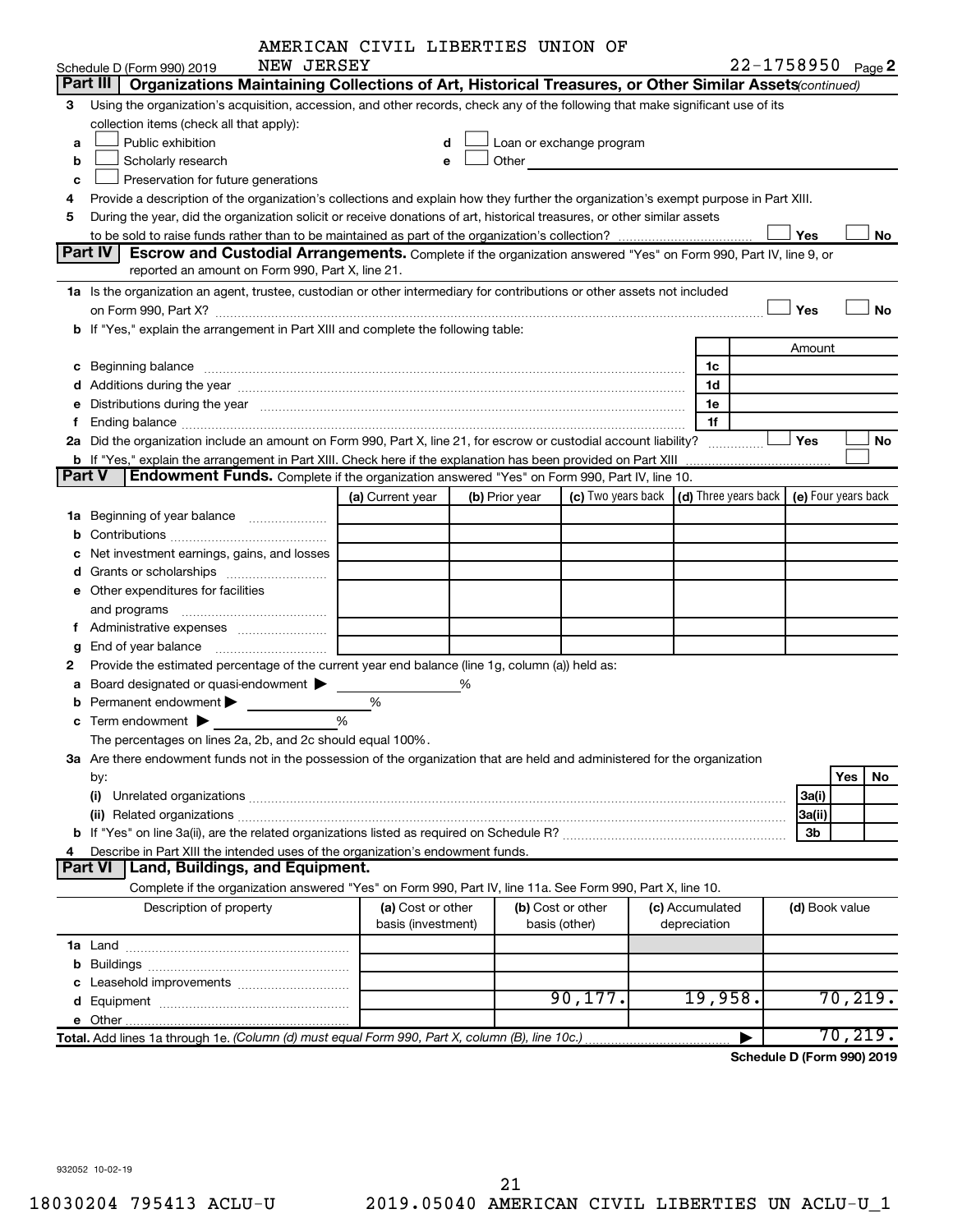AMERICAN CIVIL LIBERTIES UNION OF NEW JERSEY

Schedule D (Form 990) 2019 — 22-1758950 Page 2

## Part III Organizations Maintaining Collections of Art, Historical Treasures, or Other Similar Assets *(continued)*

3 Using the organization's acquisition, accession, and other records, check any of the following that make significant use of its collection items (check all that apply):

a ☐ Public exhibition
b ☐ Scholarly research
c ☐ Preservation for future generations
d ☐ Loan or exchange program
e ☐ Other

4 Provide a description of the organization's collections and explain how they further the organization's exempt purpose in Part XIII.

5 During the year, did the organization solicit or receive donations of art, historical treasures, or other similar assets to be sold to raise funds rather than to be maintained as part of the organization's collection? ☐ Yes ☐ No

## Part IV Escrow and Custodial Arrangements.

Complete if the organization answered "Yes" on Form 990, Part IV, line 9, or reported an amount on Form 990, Part X, line 21.

1a Is the organization an agent, trustee, custodian or other intermediary for contributions or other assets not included on Form 990, Part X? ☐ Yes ☐ No

b If "Yes," explain the arrangement in Part XIII and complete the following table:

| | | Amount |
|---|---|---|
| c Beginning balance | 1c | |
| d Additions during the year | 1d | |
| e Distributions during the year | 1e | |
| f Ending balance | 1f | |

2a Did the organization include an amount on Form 990, Part X, line 21, for escrow or custodial account liability? ☐ Yes ☐ No

b If "Yes," explain the arrangement in Part XIII. Check here if the explanation has been provided on Part XIII ☐

## Part V Endowment Funds.

Complete if the organization answered "Yes" on Form 990, Part IV, line 10.

| | (a) Current year | (b) Prior year | (c) Two years back | (d) Three years back | (e) Four years back |
|---|---|---|---|---|---|
| 1a Beginning of year balance | | | | | |
| b Contributions | | | | | |
| c Net investment earnings, gains, and losses | | | | | |
| d Grants or scholarships | | | | | |
| e Other expenditures for facilities and programs | | | | | |
| f Administrative expenses | | | | | |
| g End of year balance | | | | | |

2 Provide the estimated percentage of the current year end balance (line 1g, column (a)) held as:

a Board designated or quasi-endowment ▶ %
b Permanent endowment ▶ %
c Term endowment ▶ %

The percentages on lines 2a, 2b, and 2c should equal 100%.

3a Are there endowment funds not in the possession of the organization that are held and administered for the organization by:

| | | Yes | No |
|---|---|---|---|
| (i) Unrelated organizations | 3a(i) | | |
| (ii) Related organizations | 3a(ii) | | |
| b If "Yes" on line 3a(ii), are the related organizations listed as required on Schedule R? | 3b | | |

4 Describe in Part XIII the intended uses of the organization's endowment funds.

## Part VI Land, Buildings, and Equipment.

Complete if the organization answered "Yes" on Form 990, Part IV, line 11a. See Form 990, Part X, line 10.

| Description of property | (a) Cost or other basis (investment) | (b) Cost or other basis (other) | (c) Accumulated depreciation | (d) Book value |
|---|---|---|---|---|
| 1a Land | | | | |
| b Buildings | | | | |
| c Leasehold improvements | | | | |
| d Equipment | | 90,177. | 19,958. | 70,219. |
| e Other | | | | |
| Total. Add lines 1a through 1e. *(Column (d) must equal Form 990, Part X, column (B), line 10c.)* | | | | 70,219. |

Schedule D (Form 990) 2019

932052 10-02-19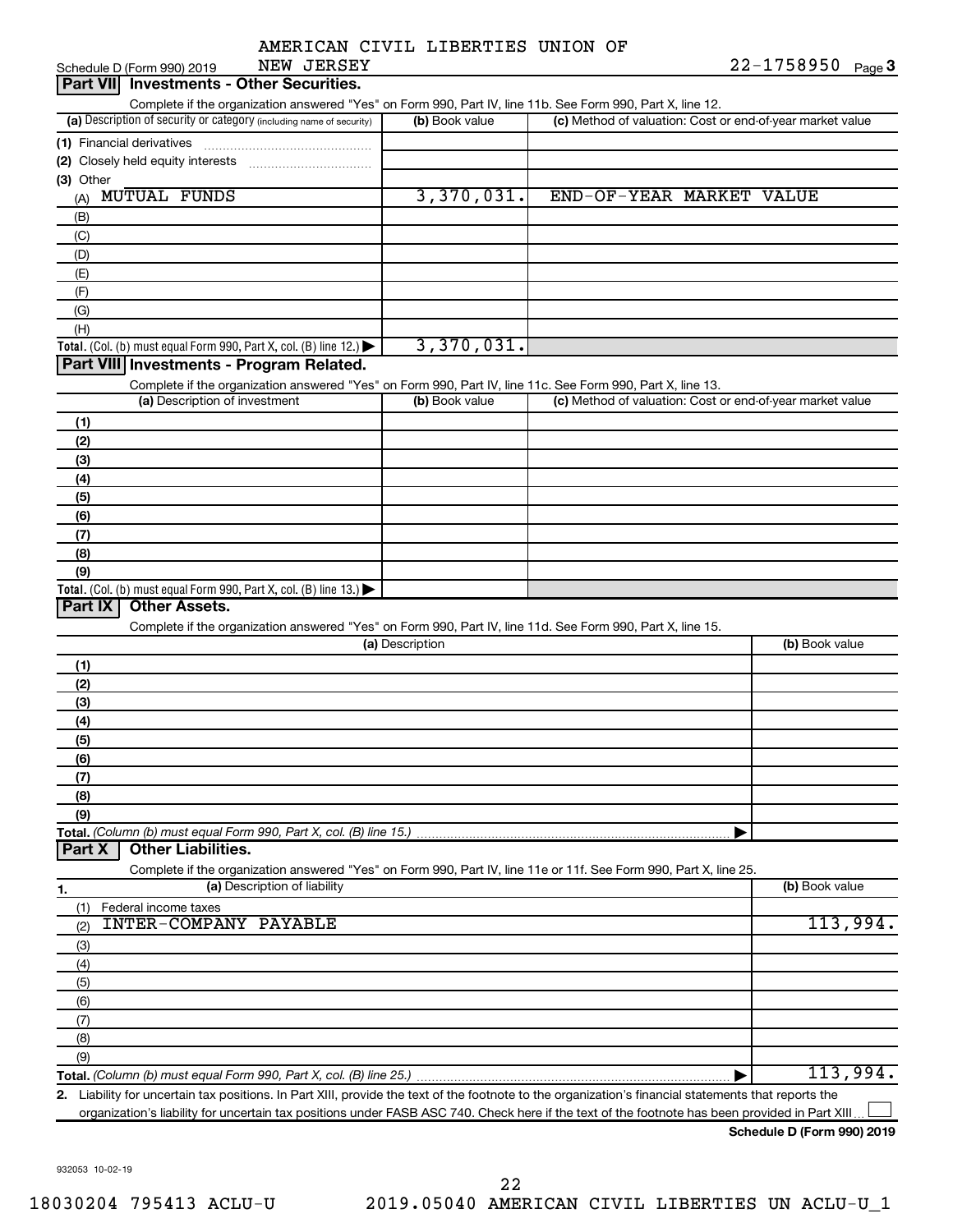Schedule D (Form 990) 2019 AMERICAN CIVIL LIBERTIES UNION OF NEW JERSEY 22-1758950 Page 3

## Part VII Investments - Other Securities.

Complete if the organization answered "Yes" on Form 990, Part IV, line 11b. See Form 990, Part X, line 12.

| (a) Description of security or category (including name of security) | (b) Book value | (c) Method of valuation: Cost or end-of-year market value |
|---|---|---|
| (1) Financial derivatives | | |
| (2) Closely held equity interests | | |
| (3) Other | | |
| (A) MUTUAL FUNDS | 3,370,031. | END-OF-YEAR MARKET VALUE |
| (B) | | |
| (C) | | |
| (D) | | |
| (E) | | |
| (F) | | |
| (G) | | |
| (H) | | |
| **Total.** (Col. (b) must equal Form 990, Part X, col. (B) line 12.) | 3,370,031. | |

## Part VIII Investments - Program Related.

Complete if the organization answered "Yes" on Form 990, Part IV, line 11c. See Form 990, Part X, line 13.

| (a) Description of investment | (b) Book value | (c) Method of valuation: Cost or end-of-year market value |
|---|---|---|
| (1) | | |
| (2) | | |
| (3) | | |
| (4) | | |
| (5) | | |
| (6) | | |
| (7) | | |
| (8) | | |
| (9) | | |
| **Total.** (Col. (b) must equal Form 990, Part X, col. (B) line 13.) | | |

## Part IX Other Assets.

Complete if the organization answered "Yes" on Form 990, Part IV, line 11d. See Form 990, Part X, line 15.

| (a) Description | (b) Book value |
|---|---|
| (1) | |
| (2) | |
| (3) | |
| (4) | |
| (5) | |
| (6) | |
| (7) | |
| (8) | |
| (9) | |
| **Total.** *(Column (b) must equal Form 990, Part X, col. (B) line 15.)* | |

## Part X Other Liabilities.

Complete if the organization answered "Yes" on Form 990, Part IV, line 11e or 11f. See Form 990, Part X, line 25.

| 1. (a) Description of liability | (b) Book value |
|---|---|
| (1) Federal income taxes | |
| (2) INTER-COMPANY PAYABLE | 113,994. |
| (3) | |
| (4) | |
| (5) | |
| (6) | |
| (7) | |
| (8) | |
| (9) | |
| **Total.** *(Column (b) must equal Form 990, Part X, col. (B) line 25.)* | 113,994. |

**2.** Liability for uncertain tax positions. In Part XIII, provide the text of the footnote to the organization's financial statements that reports the organization's liability for uncertain tax positions under FASB ASC 740. Check here if the text of the footnote has been provided in Part XIII ☐

**Schedule D (Form 990) 2019**

932053 10-02-19

18030204 795413 ACLU-U 2019.05040 AMERICAN CIVIL LIBERTIES UN ACLU-U_1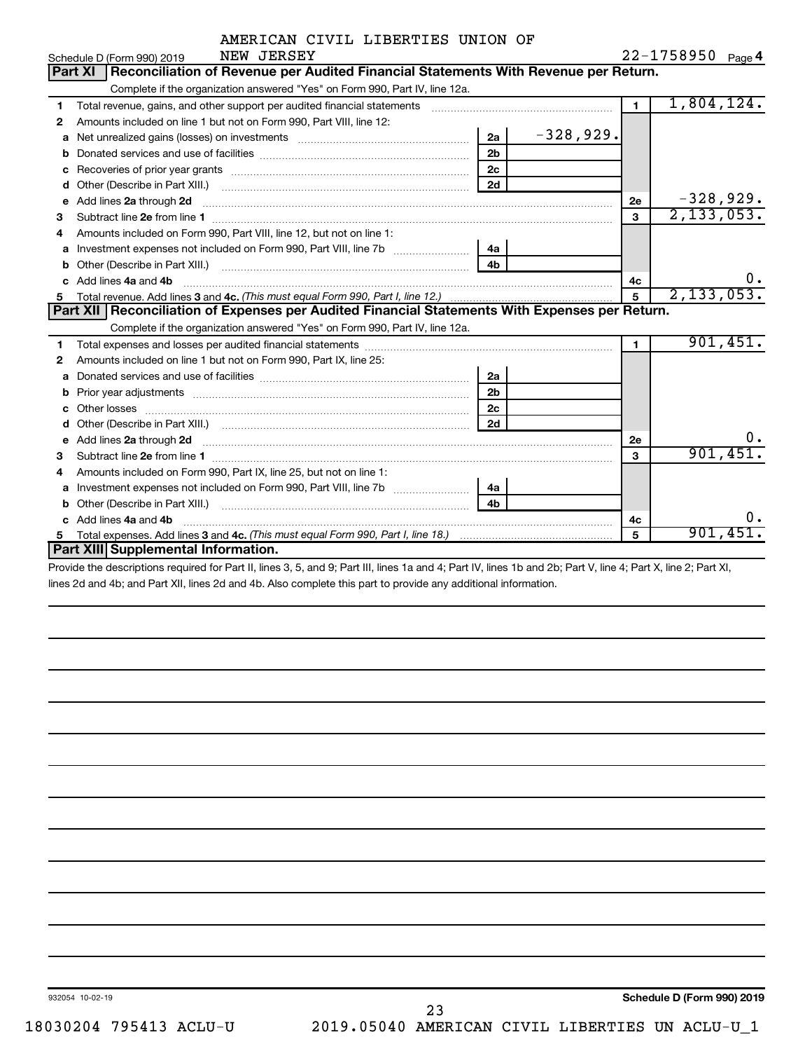AMERICAN CIVIL LIBERTIES UNION OF NEW JERSEY

Schedule D (Form 990) 2019 — 22-1758950 — Page 4

## Part XI Reconciliation of Revenue per Audited Financial Statements With Revenue per Return.

Complete if the organization answered "Yes" on Form 990, Part IV, line 12a.

| | | | | | |
|---|---|---|---|---|---|
| 1 | Total revenue, gains, and other support per audited financial statements | | | 1 | 1,804,124. |
| 2 | Amounts included on line 1 but not on Form 990, Part VIII, line 12: | | | | |
| a | Net unrealized gains (losses) on investments | 2a | -328,929. | | |
| b | Donated services and use of facilities | 2b | | | |
| c | Recoveries of prior year grants | 2c | | | |
| d | Other (Describe in Part XIII.) | 2d | | | |
| e | Add lines 2a through 2d | | | 2e | -328,929. |
| 3 | Subtract line 2e from line 1 | | | 3 | 2,133,053. |
| 4 | Amounts included on Form 990, Part VIII, line 12, but not on line 1: | | | | |
| a | Investment expenses not included on Form 990, Part VIII, line 7b | 4a | | | |
| b | Other (Describe in Part XIII.) | 4b | | | |
| c | Add lines 4a and 4b | | | 4c | 0. |
| 5 | Total revenue. Add lines 3 and 4c. *(This must equal Form 990, Part I, line 12.)* | | | 5 | 2,133,053. |

## Part XII Reconciliation of Expenses per Audited Financial Statements With Expenses per Return.

Complete if the organization answered "Yes" on Form 990, Part IV, line 12a.

| | | | | | |
|---|---|---|---|---|---|
| 1 | Total expenses and losses per audited financial statements | | | 1 | 901,451. |
| 2 | Amounts included on line 1 but not on Form 990, Part IX, line 25: | | | | |
| a | Donated services and use of facilities | 2a | | | |
| b | Prior year adjustments | 2b | | | |
| c | Other losses | 2c | | | |
| d | Other (Describe in Part XIII.) | 2d | | | |
| e | Add lines 2a through 2d | | | 2e | 0. |
| 3 | Subtract line 2e from line 1 | | | 3 | 901,451. |
| 4 | Amounts included on Form 990, Part IX, line 25, but not on line 1: | | | | |
| a | Investment expenses not included on Form 990, Part VIII, line 7b | 4a | | | |
| b | Other (Describe in Part XIII.) | 4b | | | |
| c | Add lines 4a and 4b | | | 4c | 0. |
| 5 | Total expenses. Add lines 3 and 4c. *(This must equal Form 990, Part I, line 18.)* | | | 5 | 901,451. |

## Part XIII Supplemental Information.

Provide the descriptions required for Part II, lines 3, 5, and 9; Part III, lines 1a and 4; Part IV, lines 1b and 2b; Part V, line 4; Part X, line 2; Part XI, lines 2d and 4b; and Part XII, lines 2d and 4b. Also complete this part to provide any additional information.

932054 10-02-19

Schedule D (Form 990) 2019

18030204 795413 ACLU-U 2019.05040 AMERICAN CIVIL LIBERTIES UN ACLU-U_1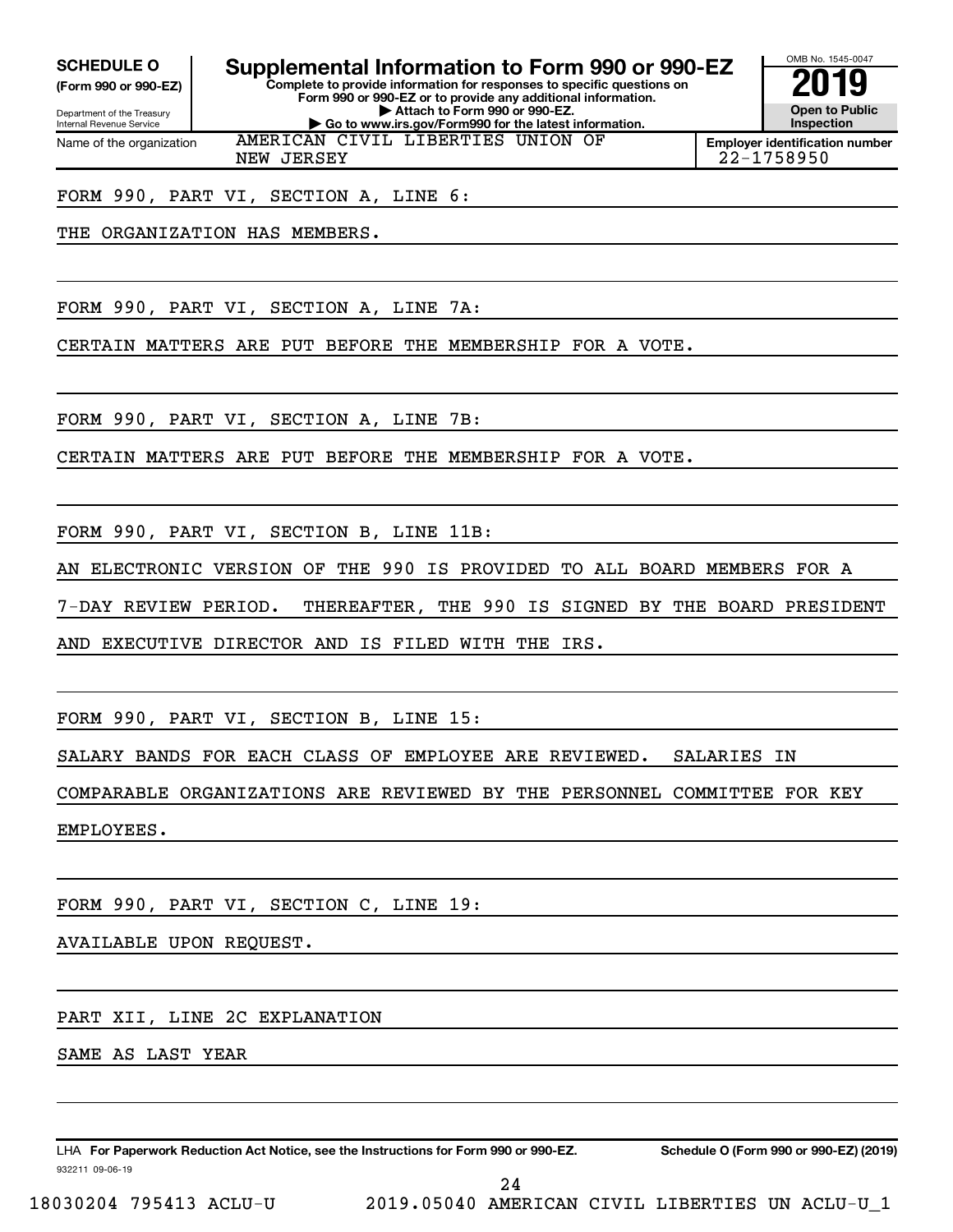**SCHEDULE O**
**(Form 990 or 990-EZ)**

Department of the Treasury
Internal Revenue Service

# Supplemental Information to Form 990 or 990-EZ

**Complete to provide information for responses to specific questions on Form 990 or 990-EZ or to provide any additional information.**
**▶ Attach to Form 990 or 990-EZ.**
**▶ Go to www.irs.gov/Form990 for the latest information.**

OMB No. 1545-0047
**2019**
**Open to Public Inspection**

| Name of the organization | Employer identification number |
|---|---|
| AMERICAN CIVIL LIBERTIES UNION OF NEW JERSEY | 22-1758950 |

FORM 990, PART VI, SECTION A, LINE 6:

THE ORGANIZATION HAS MEMBERS.

FORM 990, PART VI, SECTION A, LINE 7A:

CERTAIN MATTERS ARE PUT BEFORE THE MEMBERSHIP FOR A VOTE.

FORM 990, PART VI, SECTION A, LINE 7B:

CERTAIN MATTERS ARE PUT BEFORE THE MEMBERSHIP FOR A VOTE.

FORM 990, PART VI, SECTION B, LINE 11B:

AN ELECTRONIC VERSION OF THE 990 IS PROVIDED TO ALL BOARD MEMBERS FOR A 7-DAY REVIEW PERIOD. THEREAFTER, THE 990 IS SIGNED BY THE BOARD PRESIDENT AND EXECUTIVE DIRECTOR AND IS FILED WITH THE IRS.

FORM 990, PART VI, SECTION B, LINE 15:

SALARY BANDS FOR EACH CLASS OF EMPLOYEE ARE REVIEWED. SALARIES IN COMPARABLE ORGANIZATIONS ARE REVIEWED BY THE PERSONNEL COMMITTEE FOR KEY EMPLOYEES.

FORM 990, PART VI, SECTION C, LINE 19:

AVAILABLE UPON REQUEST.

PART XII, LINE 2C EXPLANATION

SAME AS LAST YEAR

LHA **For Paperwork Reduction Act Notice, see the Instructions for Form 990 or 990-EZ.** **Schedule O (Form 990 or 990-EZ) (2019)**

932211 09-06-19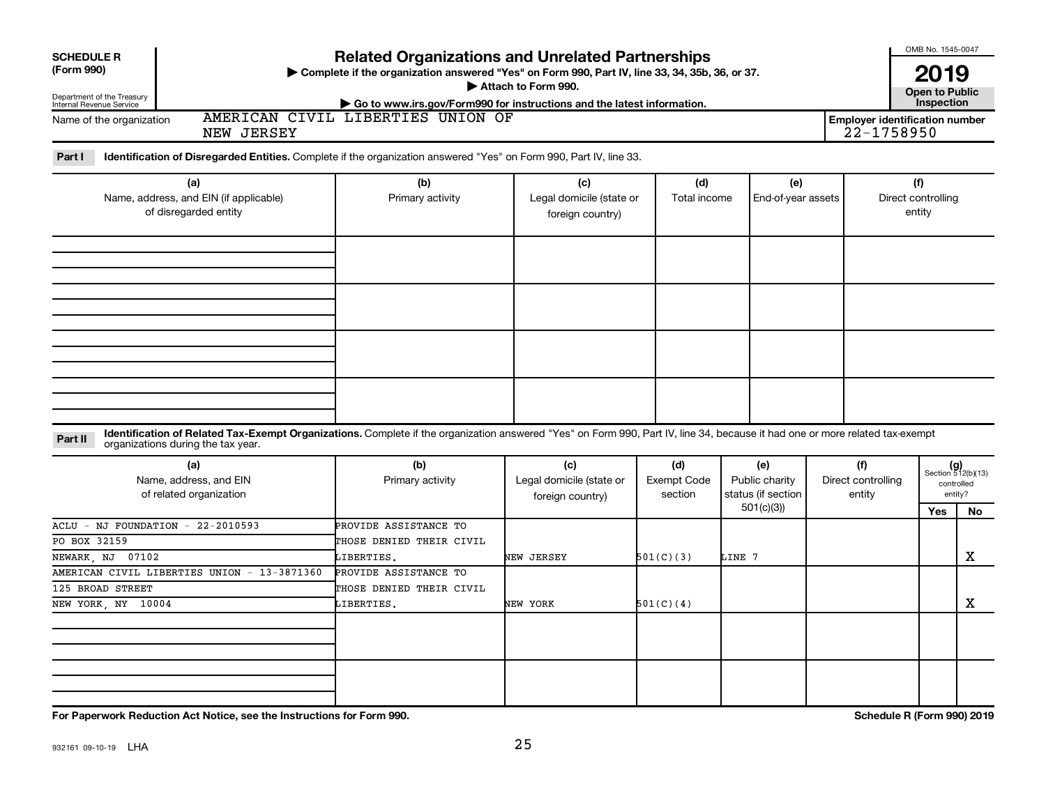**SCHEDULE R (Form 990)**

Department of the Treasury
Internal Revenue Service

# Related Organizations and Unrelated Partnerships

▶ Complete if the organization answered "Yes" on Form 990, Part IV, line 33, 34, 35b, 36, or 37.
▶ Attach to Form 990.
▶ Go to www.irs.gov/Form990 for instructions and the latest information.

OMB No. 1545-0047

**2019**

**Open to Public Inspection**

Name of the organization: AMERICAN CIVIL LIBERTIES UNION OF NEW JERSEY

Employer identification number: 22-1758950

**Part I** **Identification of Disregarded Entities.** Complete if the organization answered "Yes" on Form 990, Part IV, line 33.

| (a) Name, address, and EIN (if applicable) of disregarded entity | (b) Primary activity | (c) Legal domicile (state or foreign country) | (d) Total income | (e) End-of-year assets | (f) Direct controlling entity |
|---|---|---|---|---|---|
| | | | | | |
| | | | | | |
| | | | | | |
| | | | | | |

**Part II** **Identification of Related Tax-Exempt Organizations.** Complete if the organization answered "Yes" on Form 990, Part IV, line 34, because it had one or more related tax-exempt organizations during the tax year.

| (a) Name, address, and EIN of related organization | (b) Primary activity | (c) Legal domicile (state or foreign country) | (d) Exempt Code section | (e) Public charity status (if section 501(c)(3)) | (f) Direct controlling entity | (g) Section 512(b)(13) controlled entity? Yes | No |
|---|---|---|---|---|---|---|---|
| ACLU - NJ FOUNDATION - 22-2010593<br>PO BOX 32159<br>NEWARK, NJ 07102 | PROVIDE ASSISTANCE TO THOSE DENIED THEIR CIVIL LIBERTIES. | NEW JERSEY | 501(C)(3) | LINE 7 | | | X |
| AMERICAN CIVIL LIBERTIES UNION - 13-3871360<br>125 BROAD STREET<br>NEW YORK, NY 10004 | PROVIDE ASSISTANCE TO THOSE DENIED THEIR CIVIL LIBERTIES. | NEW YORK | 501(C)(4) | | | | X |
| | | | | | | | |
| | | | | | | | |

**For Paperwork Reduction Act Notice, see the Instructions for Form 990.**

**Schedule R (Form 990) 2019**

932161 09-10-19 LHA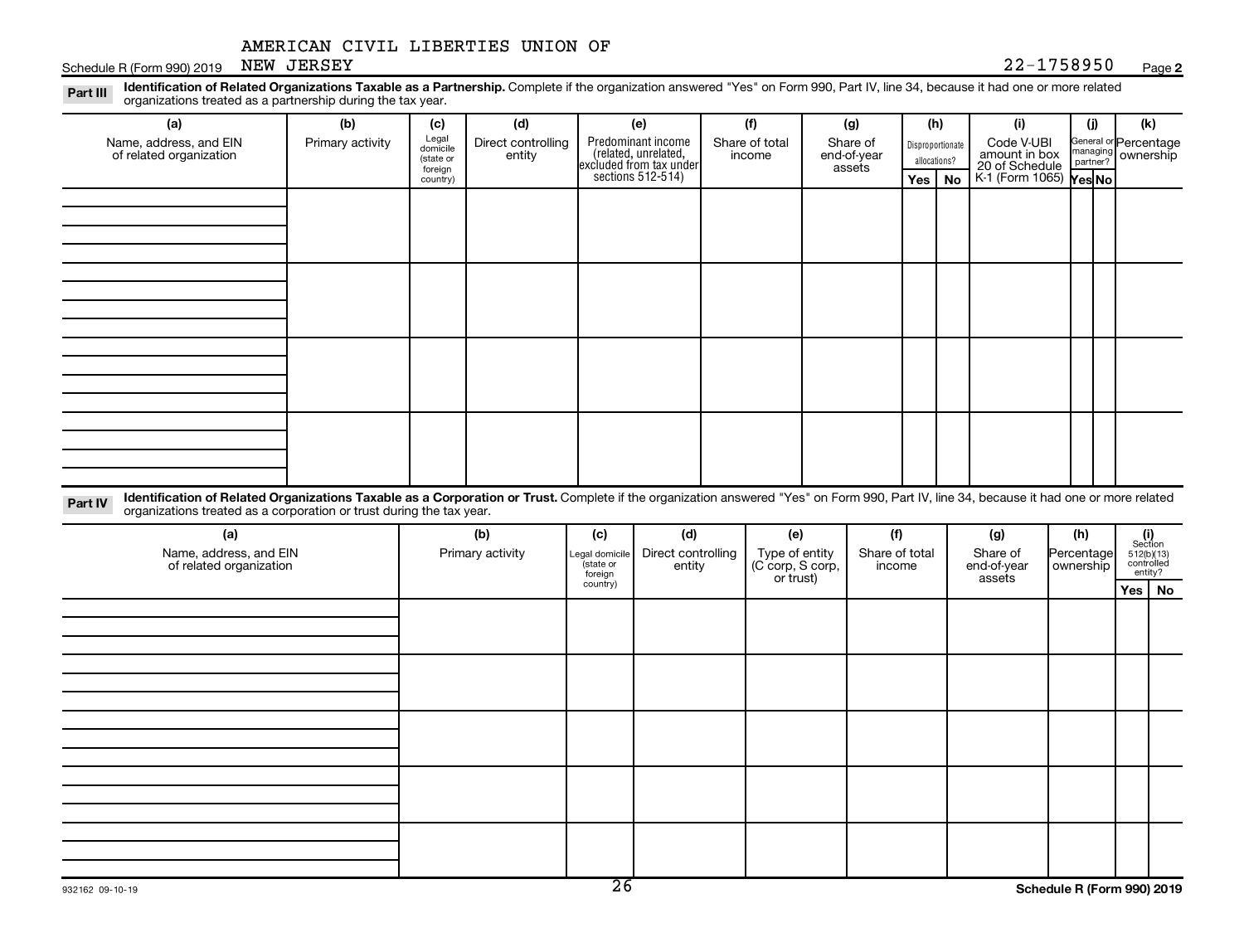AMERICAN CIVIL LIBERTIES UNION OF NEW JERSEY

Schedule R (Form 990) 2019 | 22-1758950 | Page **2**

**Part III** **Identification of Related Organizations Taxable as a Partnership.** Complete if the organization answered "Yes" on Form 990, Part IV, line 34, because it had one or more related organizations treated as a partnership during the tax year.

| (a) Name, address, and EIN of related organization | (b) Primary activity | (c) Legal domicile (state or foreign country) | (d) Direct controlling entity | (e) Predominant income (related, unrelated, excluded from tax under sections 512-514) | (f) Share of total income | (g) Share of end-of-year assets | (h) Disproportionate allocations? Yes | (h) No | (i) Code V-UBI amount in box 20 of Schedule K-1 (Form 1065) | (j) General or managing partner? Yes | (j) No | (k) Percentage ownership |
|---|---|---|---|---|---|---|---|---|---|---|---|---|
| | | | | | | | | | | | | |
| | | | | | | | | | | | | |
| | | | | | | | | | | | | |
| | | | | | | | | | | | | |

**Part IV** **Identification of Related Organizations Taxable as a Corporation or Trust.** Complete if the organization answered "Yes" on Form 990, Part IV, line 34, because it had one or more related organizations treated as a corporation or trust during the tax year.

| (a) Name, address, and EIN of related organization | (b) Primary activity | (c) Legal domicile (state or foreign country) | (d) Direct controlling entity | (e) Type of entity (C corp, S corp, or trust) | (f) Share of total income | (g) Share of end-of-year assets | (h) Percentage ownership | (i) Section 512(b)(13) controlled entity? Yes | (i) No |
|---|---|---|---|---|---|---|---|---|---|
| | | | | | | | | | |
| | | | | | | | | | |
| | | | | | | | | | |
| | | | | | | | | | |
| | | | | | | | | | |

932162 09-10-19 | **Schedule R (Form 990) 2019**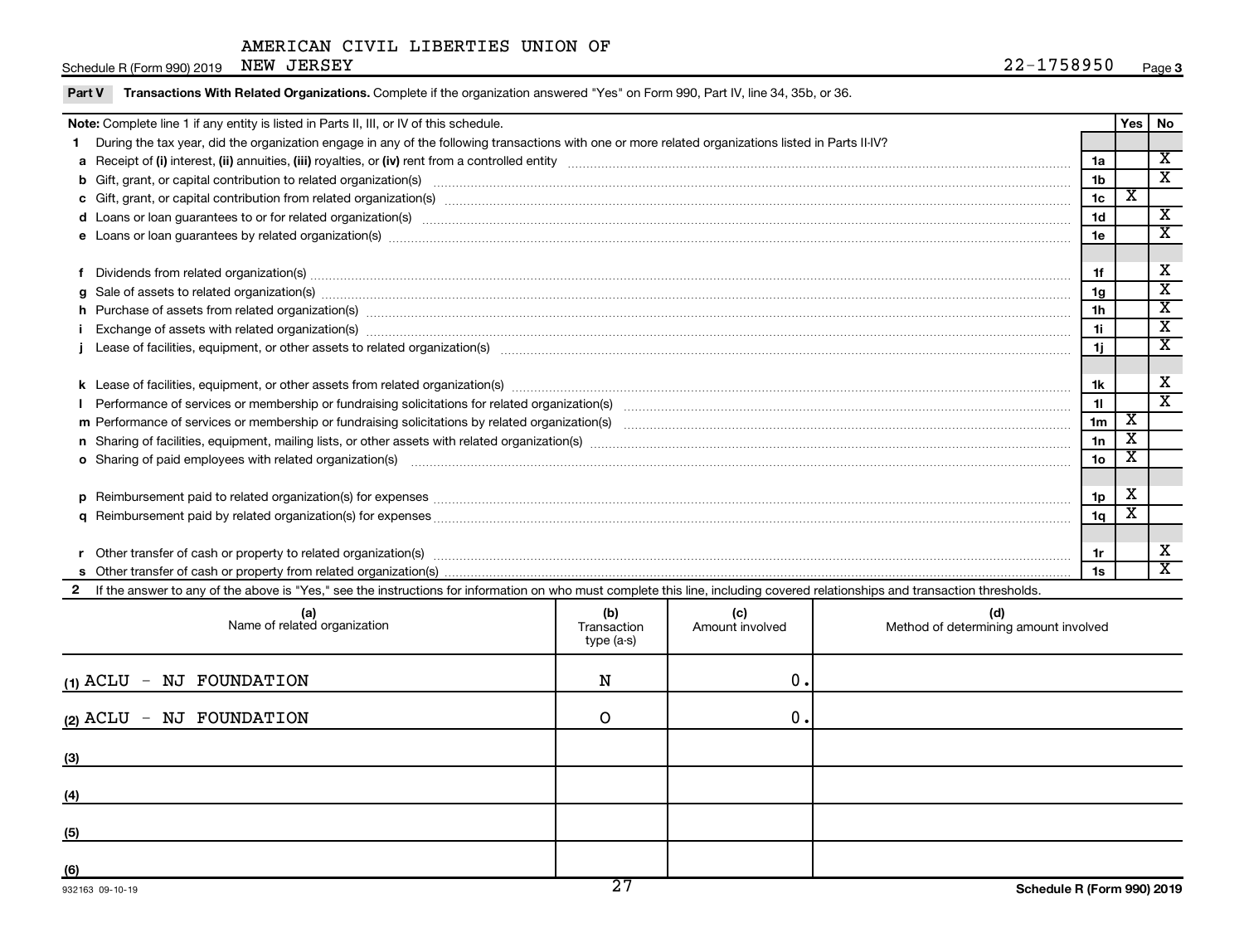AMERICAN CIVIL LIBERTIES UNION OF NEW JERSEY

Schedule R (Form 990) 2019 — 22-1758950 — Page 3

**Part V Transactions With Related Organizations.** Complete if the organization answered "Yes" on Form 990, Part IV, line 34, 35b, or 36.

| Note: Complete line 1 if any entity is listed in Parts II, III, or IV of this schedule. | | Yes | No |
|---|---|---|---|
| **1** During the tax year, did the organization engage in any of the following transactions with one or more related organizations listed in Parts II-IV? | | | |
| **a** Receipt of **(i)** interest, **(ii)** annuities, **(iii)** royalties, or **(iv)** rent from a controlled entity | 1a | | X |
| **b** Gift, grant, or capital contribution to related organization(s) | 1b | | X |
| **c** Gift, grant, or capital contribution from related organization(s) | 1c | X | |
| **d** Loans or loan guarantees to or for related organization(s) | 1d | | X |
| **e** Loans or loan guarantees by related organization(s) | 1e | | X |
| **f** Dividends from related organization(s) | 1f | | X |
| **g** Sale of assets to related organization(s) | 1g | | X |
| **h** Purchase of assets from related organization(s) | 1h | | X |
| **i** Exchange of assets with related organization(s) | 1i | | X |
| **j** Lease of facilities, equipment, or other assets to related organization(s) | 1j | | X |
| **k** Lease of facilities, equipment, or other assets from related organization(s) | 1k | | X |
| **l** Performance of services or membership or fundraising solicitations for related organization(s) | 1l | | X |
| **m** Performance of services or membership or fundraising solicitations by related organization(s) | 1m | X | |
| **n** Sharing of facilities, equipment, mailing lists, or other assets with related organization(s) | 1n | X | |
| **o** Sharing of paid employees with related organization(s) | 1o | X | |
| **p** Reimbursement paid to related organization(s) for expenses | 1p | X | |
| **q** Reimbursement paid by related organization(s) for expenses | 1q | X | |
| **r** Other transfer of cash or property to related organization(s) | 1r | | X |
| **s** Other transfer of cash or property from related organization(s) | 1s | | X |

**2** If the answer to any of the above is "Yes," see the instructions for information on who must complete this line, including covered relationships and transaction thresholds.

| | (a) Name of related organization | (b) Transaction type (a-s) | (c) Amount involved | (d) Method of determining amount involved |
|---|---|---|---|---|
| (1) | ACLU - NJ FOUNDATION | N | 0. | |
| (2) | ACLU - NJ FOUNDATION | O | 0. | |
| (3) | | | | |
| (4) | | | | |
| (5) | | | | |
| (6) | | | | |

932163 09-10-19 — Schedule R (Form 990) 2019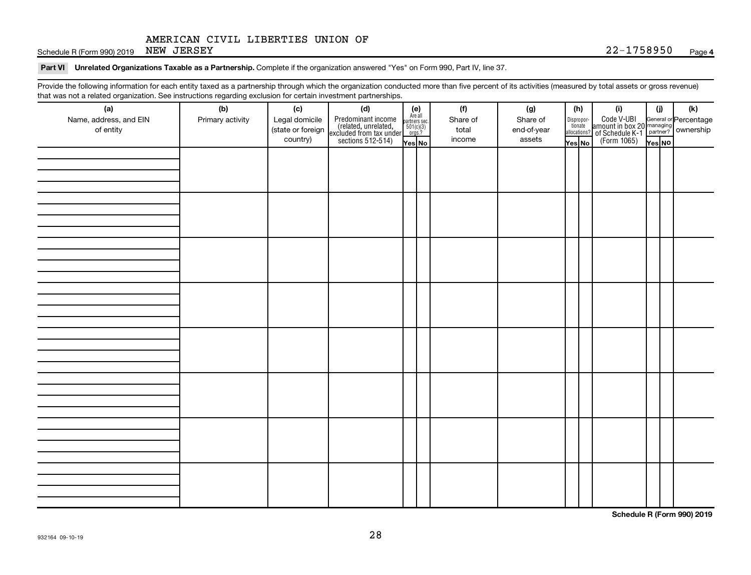AMERICAN CIVIL LIBERTIES UNION OF NEW JERSEY

Schedule R (Form 990) 2019 22-1758950 Page 4

**Part VI Unrelated Organizations Taxable as a Partnership.** Complete if the organization answered "Yes" on Form 990, Part IV, line 37.

Provide the following information for each entity taxed as a partnership through which the organization conducted more than five percent of its activities (measured by total assets or gross revenue) that was not a related organization. See instructions regarding exclusion for certain investment partnerships.

| (a) Name, address, and EIN of entity | (b) Primary activity | (c) Legal domicile (state or foreign country) | (d) Predominant income (related, unrelated, excluded from tax under sections 512-514) | (e) Are all partners sec. 501(c)(3) orgs.? Yes | (e) No | (f) Share of total income | (g) Share of end-of-year assets | (h) Disproportionate allocations? Yes | (h) No | (i) Code V-UBI amount in box 20 of Schedule K-1 (Form 1065) | (j) General or managing partner? Yes | (j) No | (k) Percentage ownership |
|---|---|---|---|---|---|---|---|---|---|---|---|---|---|
| | | | | | | | | | | | | | |
| | | | | | | | | | | | | | |
| | | | | | | | | | | | | | |
| | | | | | | | | | | | | | |
| | | | | | | | | | | | | | |
| | | | | | | | | | | | | | |
| | | | | | | | | | | | | | |
| | | | | | | | | | | | | | |

**Schedule R (Form 990) 2019**

932164 09-10-19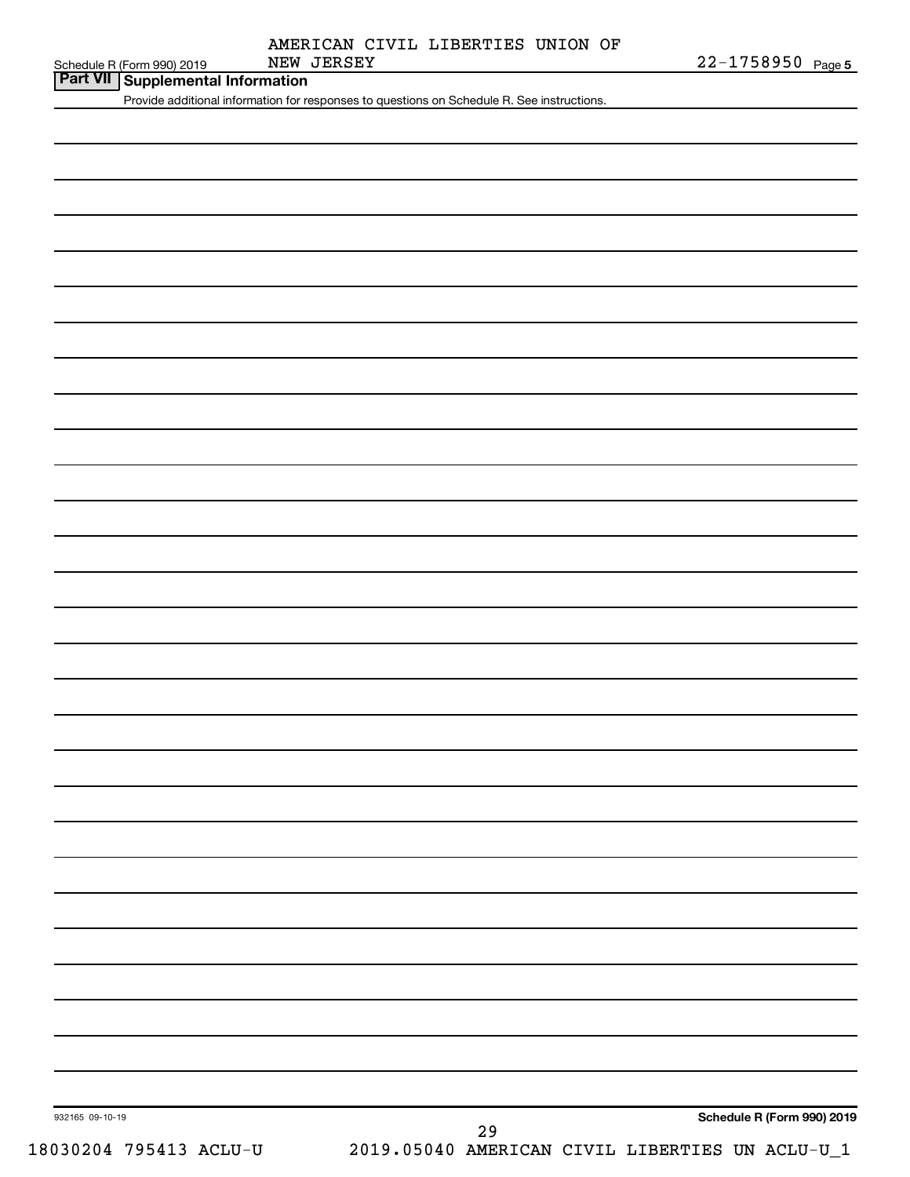AMERICAN CIVIL LIBERTIES UNION OF NEW JERSEY

Schedule R (Form 990) 2019 — 22-1758950 Page 5

## Part VII Supplemental Information

Provide additional information for responses to questions on Schedule R. See instructions.

932165 09-10-19

**Schedule R (Form 990) 2019**

18030204 795413 ACLU-U 2019.05040 AMERICAN CIVIL LIBERTIES UN ACLU-U_1